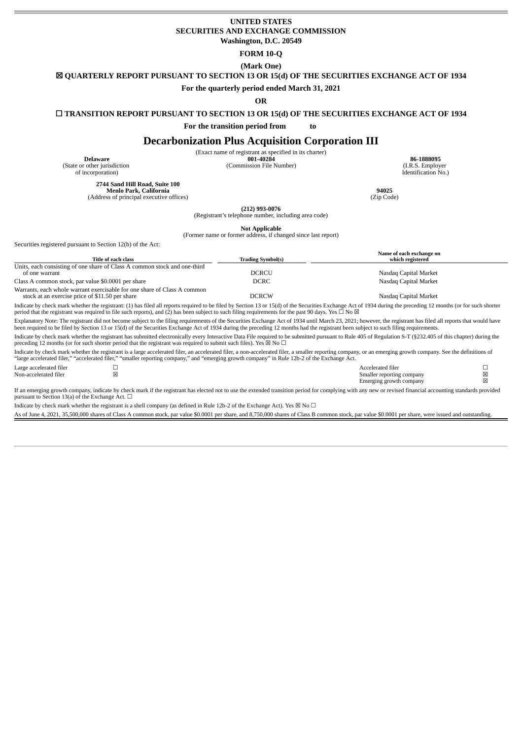**UNITED STATES**
**SECURITIES AND EXCHANGE COMMISSION**
**Washington, D.C. 20549**

**FORM 10-Q**

**(Mark One)**

☒ **QUARTERLY REPORT PURSUANT TO SECTION 13 OR 15(d) OF THE SECURITIES EXCHANGE ACT OF 1934**

**For the quarterly period ended March 31, 2021**

**OR**

☐ **TRANSITION REPORT PURSUANT TO SECTION 13 OR 15(d) OF THE SECURITIES EXCHANGE ACT OF 1934**

**For the transition period from to**

# Decarbonization Plus Acquisition Corporation III

(Exact name of registrant as specified in its charter)

| **Delaware** | **001-40284** | **86-1888095** |
|---|---|---|
| (State or other jurisdiction of incorporation) | (Commission File Number) | (I.R.S. Employer Identification No.) |

| **2744 Sand Hill Road, Suite 100 Menlo Park, California** | **94025** |
|---|---|
| (Address of principal executive offices) | (Zip Code) |

**(212) 993-0076**
(Registrant's telephone number, including area code)

**Not Applicable**
(Former name or former address, if changed since last report)

Securities registered pursuant to Section 12(b) of the Act:

| Title of each class | Trading Symbol(s) | Name of each exchange on which registered |
|---|---|---|
| Units, each consisting of one share of Class A common stock and one-third of one warrant | DCRCU | Nasdaq Capital Market |
| Class A common stock, par value $0.0001 per share | DCRC | Nasdaq Capital Market |
| Warrants, each whole warrant exercisable for one share of Class A common stock at an exercise price of $11.50 per share | DCRCW | Nasdaq Capital Market |

Indicate by check mark whether the registrant: (1) has filed all reports required to be filed by Section 13 or 15(d) of the Securities Exchange Act of 1934 during the preceding 12 months (or for such shorter period that the registrant was required to file such reports), and (2) has been subject to such filing requirements for the past 90 days. Yes ☐ No ☒

Explanatory Note: The registrant did not become subject to the filing requirements of the Securities Exchange Act of 1934 until March 23, 2021; however, the registrant has filed all reports that would have been required to be filed by Section 13 or 15(d) of the Securities Exchange Act of 1934 during the preceding 12 months had the registrant been subject to such filing requirements.

Indicate by check mark whether the registrant has submitted electronically every Interactive Data File required to be submitted pursuant to Rule 405 of Regulation S-T (§232.405 of this chapter) during the preceding 12 months (or for such shorter period that the registrant was required to submit such files). Yes ☒ No ☐

Indicate by check mark whether the registrant is a large accelerated filer, an accelerated filer, a non-accelerated filer, a smaller reporting company, or an emerging growth company. See the definitions of "large accelerated filer," "accelerated filer," "smaller reporting company," and "emerging growth company" in Rule 12b-2 of the Exchange Act.

| | | | |
|---|---|---|---|
| Large accelerated filer | ☐ | Accelerated filer | ☐ |
| Non-accelerated filer | ☒ | Smaller reporting company | ☒ |
| | | Emerging growth company | ☒ |

If an emerging growth company, indicate by check mark if the registrant has elected not to use the extended transition period for complying with any new or revised financial accounting standards provided pursuant to Section 13(a) of the Exchange Act. ☐

Indicate by check mark whether the registrant is a shell company (as defined in Rule 12b-2 of the Exchange Act). Yes ☒ No ☐

As of June 4, 2021, 35,500,000 shares of Class A common stock, par value $0.0001 per share, and 8,750,000 shares of Class B common stock, par value $0.0001 per share, were issued and outstanding.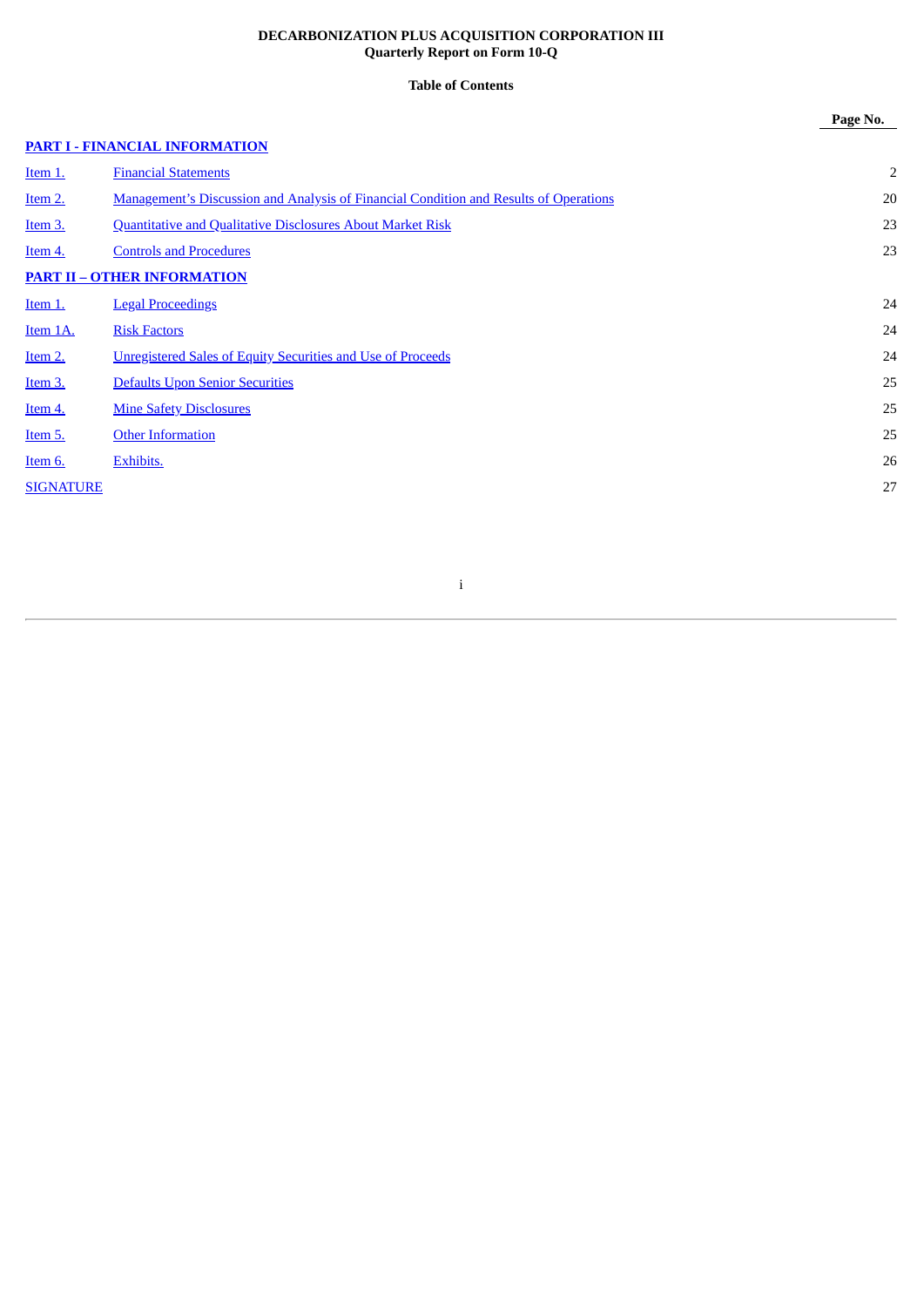**DECARBONIZATION PLUS ACQUISITION CORPORATION III**
**Quarterly Report on Form 10-Q**

**Table of Contents**

| | | Page No. |
|---|---|---|
| **PART I - FINANCIAL INFORMATION** | | |
| Item 1. | Financial Statements | 2 |
| Item 2. | Management's Discussion and Analysis of Financial Condition and Results of Operations | 20 |
| Item 3. | Quantitative and Qualitative Disclosures About Market Risk | 23 |
| Item 4. | Controls and Procedures | 23 |
| **PART II – OTHER INFORMATION** | | |
| Item 1. | Legal Proceedings | 24 |
| Item 1A. | Risk Factors | 24 |
| Item 2. | Unregistered Sales of Equity Securities and Use of Proceeds | 24 |
| Item 3. | Defaults Upon Senior Securities | 25 |
| Item 4. | Mine Safety Disclosures | 25 |
| Item 5. | Other Information | 25 |
| Item 6. | Exhibits. | 26 |
| SIGNATURE | | 27 |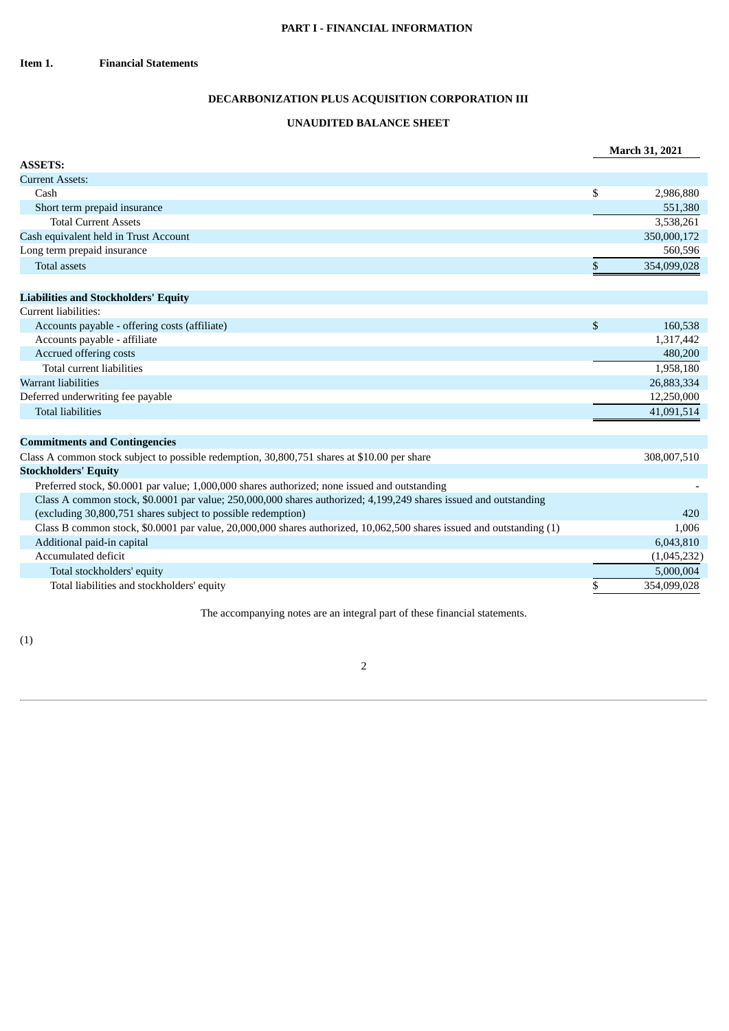# PART I - FINANCIAL INFORMATION

## Item 1. Financial Statements

### DECARBONIZATION PLUS ACQUISITION CORPORATION III

### UNAUDITED BALANCE SHEET

| | March 31, 2021 |
|---|---|
| **ASSETS:** | |
| Current Assets: | |
| Cash | $ 2,986,880 |
| Short term prepaid insurance | 551,380 |
| Total Current Assets | 3,538,261 |
| Cash equivalent held in Trust Account | 350,000,172 |
| Long term prepaid insurance | 560,596 |
| Total assets | $ 354,099,028 |
| | |
| **Liabilities and Stockholders' Equity** | |
| Current liabilities: | |
| Accounts payable - offering costs (affiliate) | $ 160,538 |
| Accounts payable - affiliate | 1,317,442 |
| Accrued offering costs | 480,200 |
| Total current liabilities | 1,958,180 |
| Warrant liabilities | 26,883,334 |
| Deferred underwriting fee payable | 12,250,000 |
| Total liabilities | 41,091,514 |
| | |
| **Commitments and Contingencies** | |
| Class A common stock subject to possible redemption, 30,800,751 shares at $10.00 per share | 308,007,510 |
| **Stockholders' Equity** | |
| Preferred stock, $0.0001 par value; 1,000,000 shares authorized; none issued and outstanding | - |
| Class A common stock, $0.0001 par value; 250,000,000 shares authorized; 4,199,249 shares issued and outstanding (excluding 30,800,751 shares subject to possible redemption) | 420 |
| Class B common stock, $0.0001 par value, 20,000,000 shares authorized, 10,062,500 shares issued and outstanding (1) | 1,006 |
| Additional paid-in capital | 6,043,810 |
| Accumulated deficit | (1,045,232) |
| Total stockholders' equity | 5,000,004 |
| Total liabilities and stockholders' equity | $ 354,099,028 |

The accompanying notes are an integral part of these financial statements.

(1)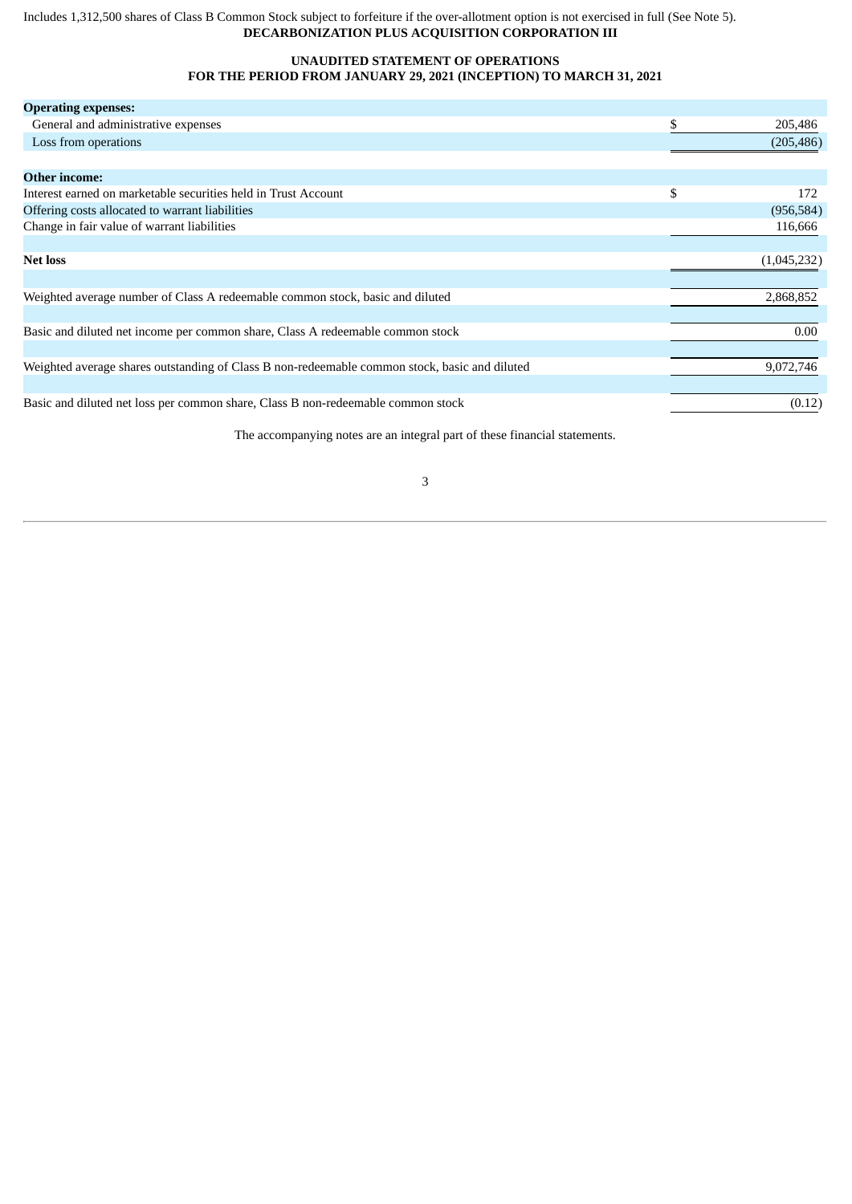Includes 1,312,500 shares of Class B Common Stock subject to forfeiture if the over-allotment option is not exercised in full (See Note 5).

**DECARBONIZATION PLUS ACQUISITION CORPORATION III**

**UNAUDITED STATEMENT OF OPERATIONS**
**FOR THE PERIOD FROM JANUARY 29, 2021 (INCEPTION) TO MARCH 31, 2021**

| | |
|---|---|
| **Operating expenses:** | |
| General and administrative expenses | $ 205,486 |
| Loss from operations | (205,486) |
| | |
| **Other income:** | |
| Interest earned on marketable securities held in Trust Account | $ 172 |
| Offering costs allocated to warrant liabilities | (956,584) |
| Change in fair value of warrant liabilities | 116,666 |
| | |
| **Net loss** | (1,045,232) |
| | |
| Weighted average number of Class A redeemable common stock, basic and diluted | 2,868,852 |
| | |
| Basic and diluted net income per common share, Class A redeemable common stock | 0.00 |
| | |
| Weighted average shares outstanding of Class B non-redeemable common stock, basic and diluted | 9,072,746 |
| | |
| Basic and diluted net loss per common share, Class B non-redeemable common stock | (0.12) |

The accompanying notes are an integral part of these financial statements.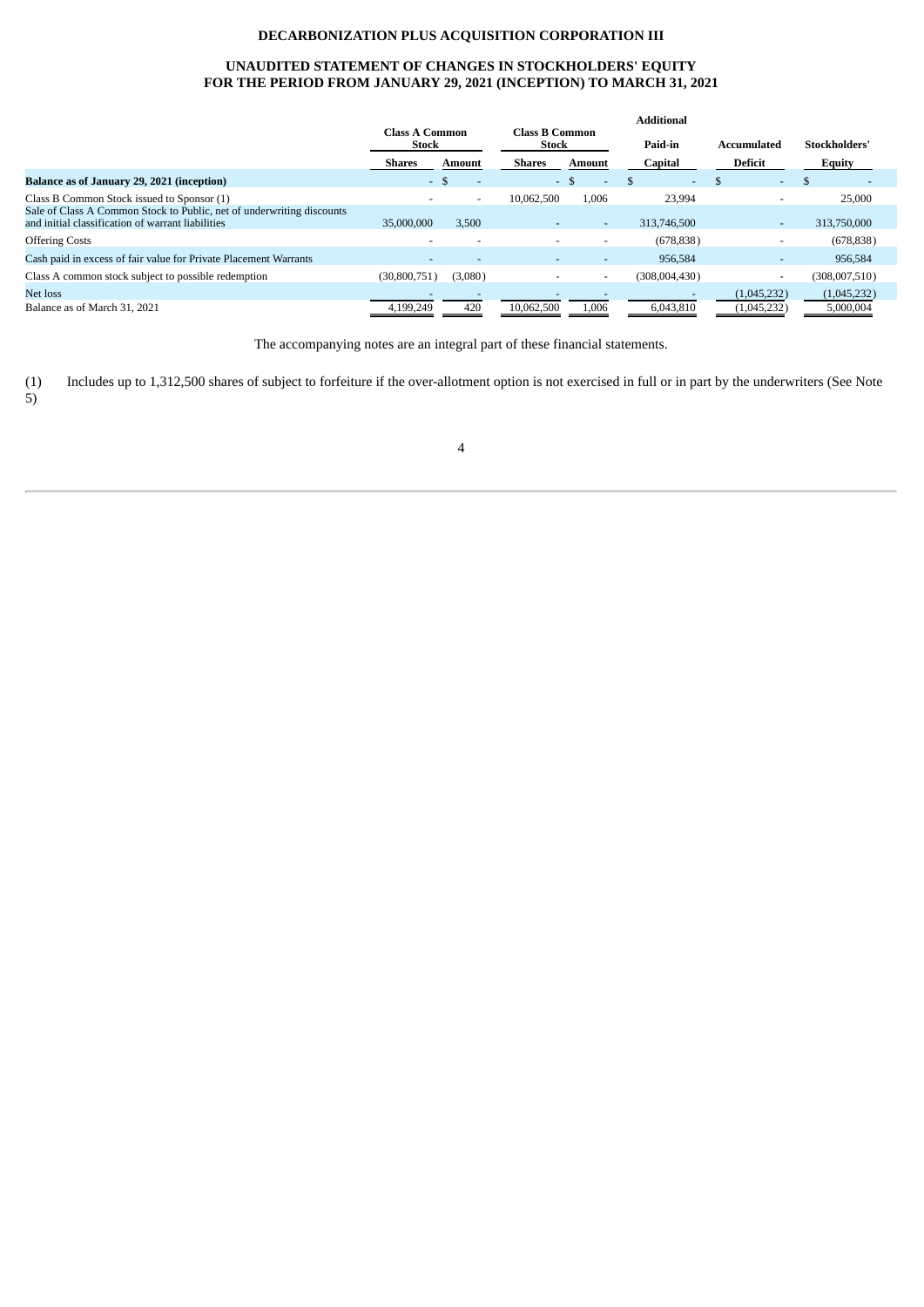**DECARBONIZATION PLUS ACQUISITION CORPORATION III**

**UNAUDITED STATEMENT OF CHANGES IN STOCKHOLDERS' EQUITY**
**FOR THE PERIOD FROM JANUARY 29, 2021 (INCEPTION) TO MARCH 31, 2021**

| | Class A Common Stock | | Class B Common Stock | | Additional Paid-in | Accumulated | Stockholders' |
|---|---|---|---|---|---|---|---|
| | Shares | Amount | Shares | Amount | Capital | Deficit | Equity |
| **Balance as of January 29, 2021 (inception)** | - | $ - | - | $ - | $ - | $ - | $ - |
| Class B Common Stock issued to Sponsor (1) | - | - | 10,062,500 | 1,006 | 23,994 | - | 25,000 |
| Sale of Class A Common Stock to Public, net of underwriting discounts and initial classification of warrant liabilities | 35,000,000 | 3,500 | - | - | 313,746,500 | - | 313,750,000 |
| Offering Costs | - | - | - | - | (678,838) | - | (678,838) |
| Cash paid in excess of fair value for Private Placement Warrants | - | - | - | - | 956,584 | - | 956,584 |
| Class A common stock subject to possible redemption | (30,800,751) | (3,080) | - | - | (308,004,430) | - | (308,007,510) |
| Net loss | - | - | - | - | - | (1,045,232) | (1,045,232) |
| Balance as of March 31, 2021 | 4,199,249 | 420 | 10,062,500 | 1,006 | 6,043,810 | (1,045,232) | 5,000,004 |

The accompanying notes are an integral part of these financial statements.

(1) Includes up to 1,312,500 shares of subject to forfeiture if the over-allotment option is not exercised in full or in part by the underwriters (See Note 5)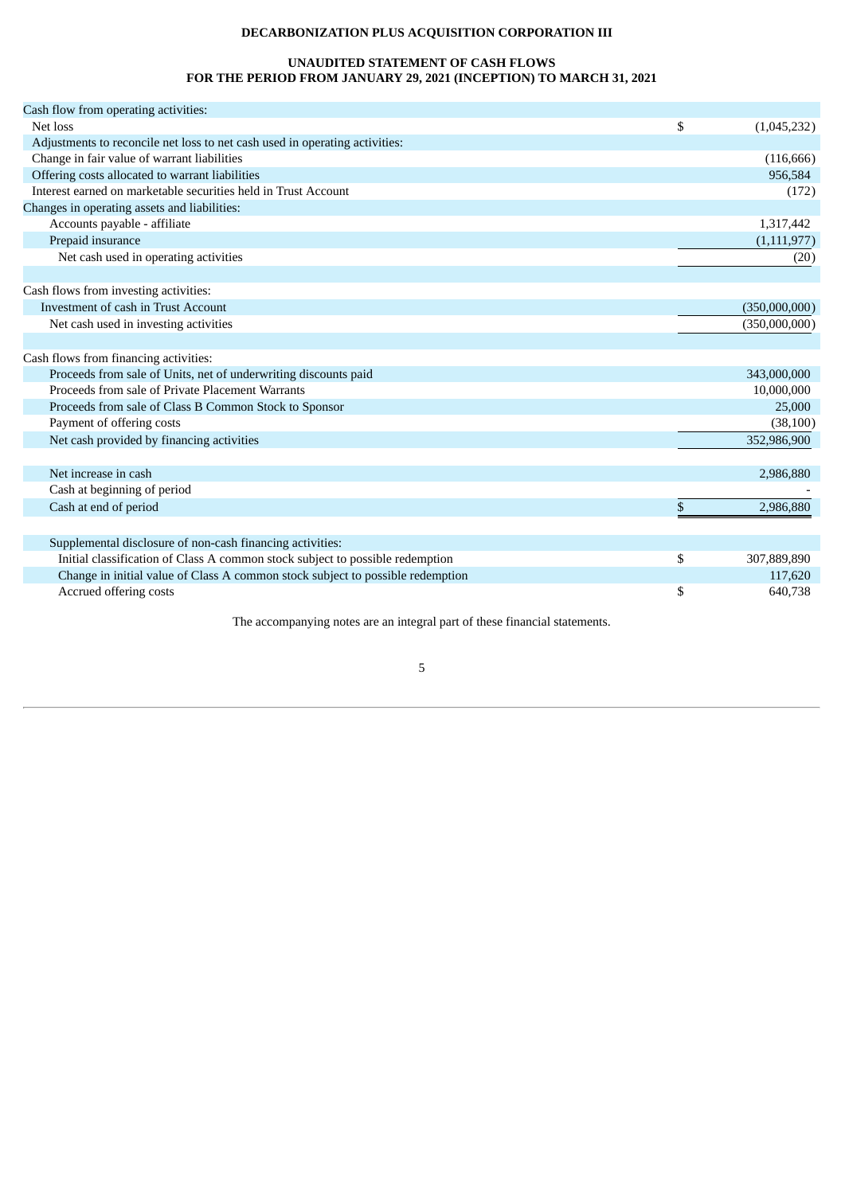**DECARBONIZATION PLUS ACQUISITION CORPORATION III**

**UNAUDITED STATEMENT OF CASH FLOWS**
**FOR THE PERIOD FROM JANUARY 29, 2021 (INCEPTION) TO MARCH 31, 2021**

| | |
|---|---|
| Cash flow from operating activities: | |
| Net loss | $ (1,045,232) |
| Adjustments to reconcile net loss to net cash used in operating activities: | |
| Change in fair value of warrant liabilities | (116,666) |
| Offering costs allocated to warrant liabilities | 956,584 |
| Interest earned on marketable securities held in Trust Account | (172) |
| Changes in operating assets and liabilities: | |
| Accounts payable - affiliate | 1,317,442 |
| Prepaid insurance | (1,111,977) |
| Net cash used in operating activities | (20) |
| | |
| Cash flows from investing activities: | |
| Investment of cash in Trust Account | (350,000,000) |
| Net cash used in investing activities | (350,000,000) |
| | |
| Cash flows from financing activities: | |
| Proceeds from sale of Units, net of underwriting discounts paid | 343,000,000 |
| Proceeds from sale of Private Placement Warrants | 10,000,000 |
| Proceeds from sale of Class B Common Stock to Sponsor | 25,000 |
| Payment of offering costs | (38,100) |
| Net cash provided by financing activities | 352,986,900 |
| | |
| Net increase in cash | 2,986,880 |
| Cash at beginning of period | - |
| Cash at end of period | $ 2,986,880 |
| | |
| Supplemental disclosure of non-cash financing activities: | |
| Initial classification of Class A common stock subject to possible redemption | $ 307,889,890 |
| Change in initial value of Class A common stock subject to possible redemption | 117,620 |
| Accrued offering costs | $ 640,738 |

The accompanying notes are an integral part of these financial statements.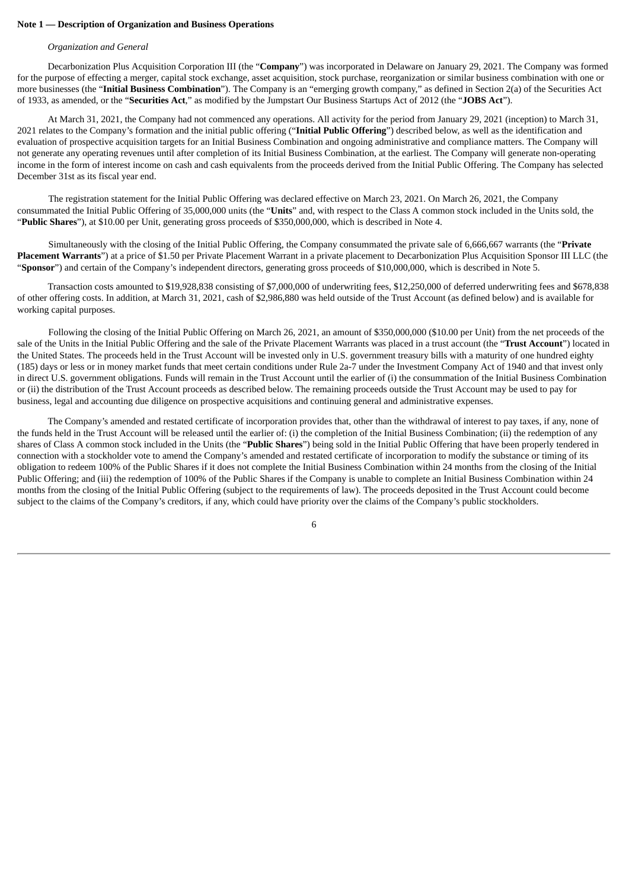**Note 1 — Description of Organization and Business Operations**

*Organization and General*

Decarbonization Plus Acquisition Corporation III (the "**Company**") was incorporated in Delaware on January 29, 2021. The Company was formed for the purpose of effecting a merger, capital stock exchange, asset acquisition, stock purchase, reorganization or similar business combination with one or more businesses (the "**Initial Business Combination**"). The Company is an "emerging growth company," as defined in Section 2(a) of the Securities Act of 1933, as amended, or the "**Securities Act**," as modified by the Jumpstart Our Business Startups Act of 2012 (the "**JOBS Act**").

At March 31, 2021, the Company had not commenced any operations. All activity for the period from January 29, 2021 (inception) to March 31, 2021 relates to the Company's formation and the initial public offering ("**Initial Public Offering**") described below, as well as the identification and evaluation of prospective acquisition targets for an Initial Business Combination and ongoing administrative and compliance matters. The Company will not generate any operating revenues until after completion of its Initial Business Combination, at the earliest. The Company will generate non-operating income in the form of interest income on cash and cash equivalents from the proceeds derived from the Initial Public Offering. The Company has selected December 31st as its fiscal year end.

The registration statement for the Initial Public Offering was declared effective on March 23, 2021. On March 26, 2021, the Company consummated the Initial Public Offering of 35,000,000 units (the "**Units**" and, with respect to the Class A common stock included in the Units sold, the "**Public Shares**"), at $10.00 per Unit, generating gross proceeds of $350,000,000, which is described in Note 4.

Simultaneously with the closing of the Initial Public Offering, the Company consummated the private sale of 6,666,667 warrants (the "**Private Placement Warrants**") at a price of $1.50 per Private Placement Warrant in a private placement to Decarbonization Plus Acquisition Sponsor III LLC (the "**Sponsor**") and certain of the Company's independent directors, generating gross proceeds of $10,000,000, which is described in Note 5.

Transaction costs amounted to $19,928,838 consisting of $7,000,000 of underwriting fees, $12,250,000 of deferred underwriting fees and $678,838 of other offering costs. In addition, at March 31, 2021, cash of $2,986,880 was held outside of the Trust Account (as defined below) and is available for working capital purposes.

Following the closing of the Initial Public Offering on March 26, 2021, an amount of $350,000,000 ($10.00 per Unit) from the net proceeds of the sale of the Units in the Initial Public Offering and the sale of the Private Placement Warrants was placed in a trust account (the "**Trust Account**") located in the United States. The proceeds held in the Trust Account will be invested only in U.S. government treasury bills with a maturity of one hundred eighty (185) days or less or in money market funds that meet certain conditions under Rule 2a-7 under the Investment Company Act of 1940 and that invest only in direct U.S. government obligations. Funds will remain in the Trust Account until the earlier of (i) the consummation of the Initial Business Combination or (ii) the distribution of the Trust Account proceeds as described below. The remaining proceeds outside the Trust Account may be used to pay for business, legal and accounting due diligence on prospective acquisitions and continuing general and administrative expenses.

The Company's amended and restated certificate of incorporation provides that, other than the withdrawal of interest to pay taxes, if any, none of the funds held in the Trust Account will be released until the earlier of: (i) the completion of the Initial Business Combination; (ii) the redemption of any shares of Class A common stock included in the Units (the "**Public Shares**") being sold in the Initial Public Offering that have been properly tendered in connection with a stockholder vote to amend the Company's amended and restated certificate of incorporation to modify the substance or timing of its obligation to redeem 100% of the Public Shares if it does not complete the Initial Business Combination within 24 months from the closing of the Initial Public Offering; and (iii) the redemption of 100% of the Public Shares if the Company is unable to complete an Initial Business Combination within 24 months from the closing of the Initial Public Offering (subject to the requirements of law). The proceeds deposited in the Trust Account could become subject to the claims of the Company's creditors, if any, which could have priority over the claims of the Company's public stockholders.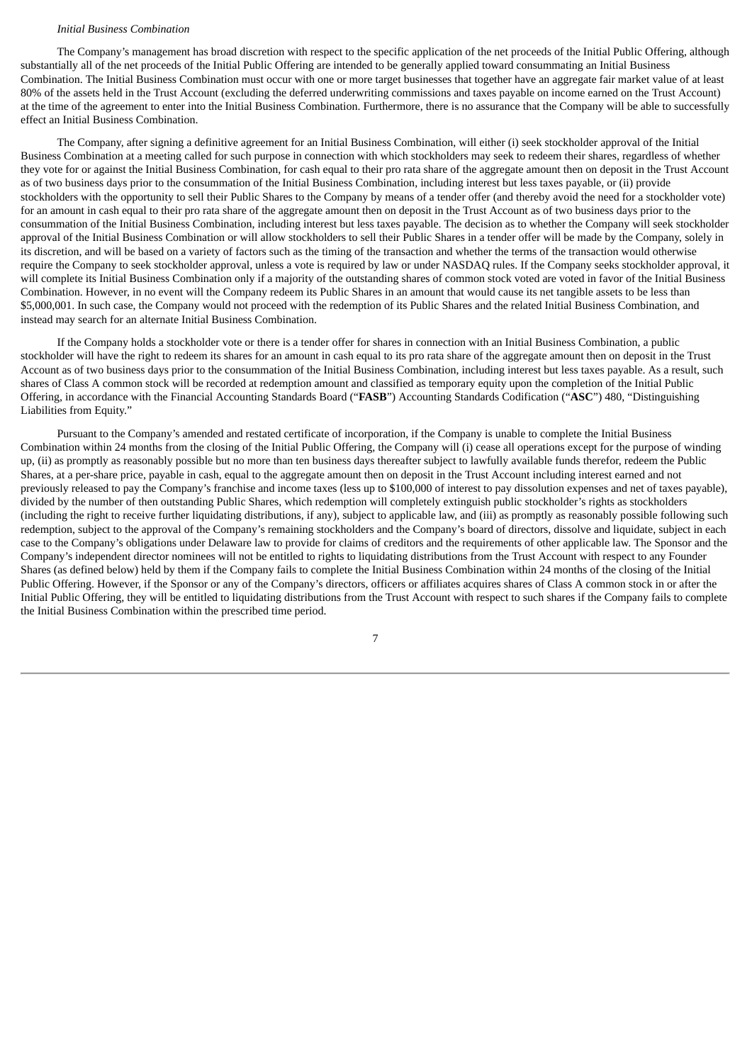*Initial Business Combination*

The Company's management has broad discretion with respect to the specific application of the net proceeds of the Initial Public Offering, although substantially all of the net proceeds of the Initial Public Offering are intended to be generally applied toward consummating an Initial Business Combination. The Initial Business Combination must occur with one or more target businesses that together have an aggregate fair market value of at least 80% of the assets held in the Trust Account (excluding the deferred underwriting commissions and taxes payable on income earned on the Trust Account) at the time of the agreement to enter into the Initial Business Combination. Furthermore, there is no assurance that the Company will be able to successfully effect an Initial Business Combination.

The Company, after signing a definitive agreement for an Initial Business Combination, will either (i) seek stockholder approval of the Initial Business Combination at a meeting called for such purpose in connection with which stockholders may seek to redeem their shares, regardless of whether they vote for or against the Initial Business Combination, for cash equal to their pro rata share of the aggregate amount then on deposit in the Trust Account as of two business days prior to the consummation of the Initial Business Combination, including interest but less taxes payable, or (ii) provide stockholders with the opportunity to sell their Public Shares to the Company by means of a tender offer (and thereby avoid the need for a stockholder vote) for an amount in cash equal to their pro rata share of the aggregate amount then on deposit in the Trust Account as of two business days prior to the consummation of the Initial Business Combination, including interest but less taxes payable. The decision as to whether the Company will seek stockholder approval of the Initial Business Combination or will allow stockholders to sell their Public Shares in a tender offer will be made by the Company, solely in its discretion, and will be based on a variety of factors such as the timing of the transaction and whether the terms of the transaction would otherwise require the Company to seek stockholder approval, unless a vote is required by law or under NASDAQ rules. If the Company seeks stockholder approval, it will complete its Initial Business Combination only if a majority of the outstanding shares of common stock voted are voted in favor of the Initial Business Combination. However, in no event will the Company redeem its Public Shares in an amount that would cause its net tangible assets to be less than $5,000,001. In such case, the Company would not proceed with the redemption of its Public Shares and the related Initial Business Combination, and instead may search for an alternate Initial Business Combination.

If the Company holds a stockholder vote or there is a tender offer for shares in connection with an Initial Business Combination, a public stockholder will have the right to redeem its shares for an amount in cash equal to its pro rata share of the aggregate amount then on deposit in the Trust Account as of two business days prior to the consummation of the Initial Business Combination, including interest but less taxes payable. As a result, such shares of Class A common stock will be recorded at redemption amount and classified as temporary equity upon the completion of the Initial Public Offering, in accordance with the Financial Accounting Standards Board ("**FASB**") Accounting Standards Codification ("**ASC**") 480, "Distinguishing Liabilities from Equity."

Pursuant to the Company's amended and restated certificate of incorporation, if the Company is unable to complete the Initial Business Combination within 24 months from the closing of the Initial Public Offering, the Company will (i) cease all operations except for the purpose of winding up, (ii) as promptly as reasonably possible but no more than ten business days thereafter subject to lawfully available funds therefor, redeem the Public Shares, at a per-share price, payable in cash, equal to the aggregate amount then on deposit in the Trust Account including interest earned and not previously released to pay the Company's franchise and income taxes (less up to $100,000 of interest to pay dissolution expenses and net of taxes payable), divided by the number of then outstanding Public Shares, which redemption will completely extinguish public stockholder's rights as stockholders (including the right to receive further liquidating distributions, if any), subject to applicable law, and (iii) as promptly as reasonably possible following such redemption, subject to the approval of the Company's remaining stockholders and the Company's board of directors, dissolve and liquidate, subject in each case to the Company's obligations under Delaware law to provide for claims of creditors and the requirements of other applicable law. The Sponsor and the Company's independent director nominees will not be entitled to rights to liquidating distributions from the Trust Account with respect to any Founder Shares (as defined below) held by them if the Company fails to complete the Initial Business Combination within 24 months of the closing of the Initial Public Offering. However, if the Sponsor or any of the Company's directors, officers or affiliates acquires shares of Class A common stock in or after the Initial Public Offering, they will be entitled to liquidating distributions from the Trust Account with respect to such shares if the Company fails to complete the Initial Business Combination within the prescribed time period.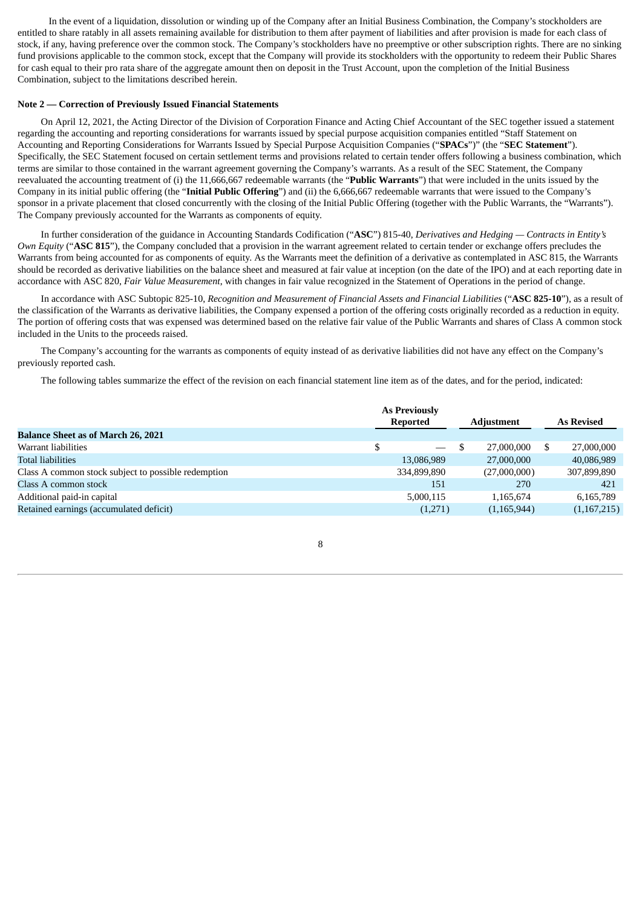In the event of a liquidation, dissolution or winding up of the Company after an Initial Business Combination, the Company's stockholders are entitled to share ratably in all assets remaining available for distribution to them after payment of liabilities and after provision is made for each class of stock, if any, having preference over the common stock. The Company's stockholders have no preemptive or other subscription rights. There are no sinking fund provisions applicable to the common stock, except that the Company will provide its stockholders with the opportunity to redeem their Public Shares for cash equal to their pro rata share of the aggregate amount then on deposit in the Trust Account, upon the completion of the Initial Business Combination, subject to the limitations described herein.

**Note 2 — Correction of Previously Issued Financial Statements**

On April 12, 2021, the Acting Director of the Division of Corporation Finance and Acting Chief Accountant of the SEC together issued a statement regarding the accounting and reporting considerations for warrants issued by special purpose acquisition companies entitled "Staff Statement on Accounting and Reporting Considerations for Warrants Issued by Special Purpose Acquisition Companies ("**SPACs**")" (the "**SEC Statement**"). Specifically, the SEC Statement focused on certain settlement terms and provisions related to certain tender offers following a business combination, which terms are similar to those contained in the warrant agreement governing the Company's warrants. As a result of the SEC Statement, the Company reevaluated the accounting treatment of (i) the 11,666,667 redeemable warrants (the "**Public Warrants**") that were included in the units issued by the Company in its initial public offering (the "**Initial Public Offering**") and (ii) the 6,666,667 redeemable warrants that were issued to the Company's sponsor in a private placement that closed concurrently with the closing of the Initial Public Offering (together with the Public Warrants, the "Warrants"). The Company previously accounted for the Warrants as components of equity.

In further consideration of the guidance in Accounting Standards Codification ("**ASC**") 815-40, *Derivatives and Hedging — Contracts in Entity's Own Equity* ("**ASC 815**"), the Company concluded that a provision in the warrant agreement related to certain tender or exchange offers precludes the Warrants from being accounted for as components of equity. As the Warrants meet the definition of a derivative as contemplated in ASC 815, the Warrants should be recorded as derivative liabilities on the balance sheet and measured at fair value at inception (on the date of the IPO) and at each reporting date in accordance with ASC 820, *Fair Value Measurement*, with changes in fair value recognized in the Statement of Operations in the period of change.

In accordance with ASC Subtopic 825-10, *Recognition and Measurement of Financial Assets and Financial Liabilities* ("**ASC 825-10**"), as a result of the classification of the Warrants as derivative liabilities, the Company expensed a portion of the offering costs originally recorded as a reduction in equity. The portion of offering costs that was expensed was determined based on the relative fair value of the Public Warrants and shares of Class A common stock included in the Units to the proceeds raised.

The Company's accounting for the warrants as components of equity instead of as derivative liabilities did not have any effect on the Company's previously reported cash.

The following tables summarize the effect of the revision on each financial statement line item as of the dates, and for the period, indicated:

| | As Previously Reported | Adjustment | As Revised |
|---|---|---|---|
| **Balance Sheet as of March 26, 2021** | | | |
| Warrant liabilities | $ — | $ 27,000,000 | $ 27,000,000 |
| Total liabilities | 13,086,989 | 27,000,000 | 40,086,989 |
| Class A common stock subject to possible redemption | 334,899,890 | (27,000,000) | 307,899,890 |
| Class A common stock | 151 | 270 | 421 |
| Additional paid-in capital | 5,000,115 | 1,165,674 | 6,165,789 |
| Retained earnings (accumulated deficit) | (1,271) | (1,165,944) | (1,167,215) |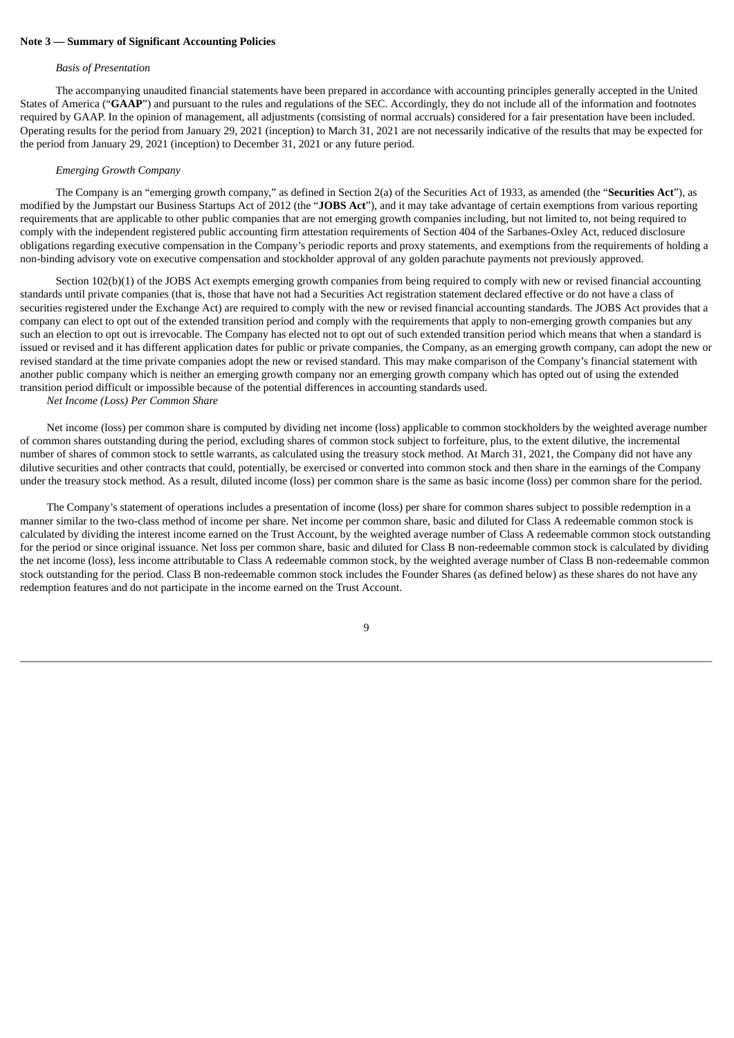**Note 3 — Summary of Significant Accounting Policies**

*Basis of Presentation*

The accompanying unaudited financial statements have been prepared in accordance with accounting principles generally accepted in the United States of America ("**GAAP**") and pursuant to the rules and regulations of the SEC. Accordingly, they do not include all of the information and footnotes required by GAAP. In the opinion of management, all adjustments (consisting of normal accruals) considered for a fair presentation have been included. Operating results for the period from January 29, 2021 (inception) to March 31, 2021 are not necessarily indicative of the results that may be expected for the period from January 29, 2021 (inception) to December 31, 2021 or any future period.

*Emerging Growth Company*

The Company is an "emerging growth company," as defined in Section 2(a) of the Securities Act of 1933, as amended (the "**Securities Act**"), as modified by the Jumpstart our Business Startups Act of 2012 (the "**JOBS Act**"), and it may take advantage of certain exemptions from various reporting requirements that are applicable to other public companies that are not emerging growth companies including, but not limited to, not being required to comply with the independent registered public accounting firm attestation requirements of Section 404 of the Sarbanes-Oxley Act, reduced disclosure obligations regarding executive compensation in the Company's periodic reports and proxy statements, and exemptions from the requirements of holding a non-binding advisory vote on executive compensation and stockholder approval of any golden parachute payments not previously approved.

Section 102(b)(1) of the JOBS Act exempts emerging growth companies from being required to comply with new or revised financial accounting standards until private companies (that is, those that have not had a Securities Act registration statement declared effective or do not have a class of securities registered under the Exchange Act) are required to comply with the new or revised financial accounting standards. The JOBS Act provides that a company can elect to opt out of the extended transition period and comply with the requirements that apply to non-emerging growth companies but any such an election to opt out is irrevocable. The Company has elected not to opt out of such extended transition period which means that when a standard is issued or revised and it has different application dates for public or private companies, the Company, as an emerging growth company, can adopt the new or revised standard at the time private companies adopt the new or revised standard. This may make comparison of the Company's financial statement with another public company which is neither an emerging growth company nor an emerging growth company which has opted out of using the extended transition period difficult or impossible because of the potential differences in accounting standards used.

*Net Income (Loss) Per Common Share*

Net income (loss) per common share is computed by dividing net income (loss) applicable to common stockholders by the weighted average number of common shares outstanding during the period, excluding shares of common stock subject to forfeiture, plus, to the extent dilutive, the incremental number of shares of common stock to settle warrants, as calculated using the treasury stock method. At March 31, 2021, the Company did not have any dilutive securities and other contracts that could, potentially, be exercised or converted into common stock and then share in the earnings of the Company under the treasury stock method. As a result, diluted income (loss) per common share is the same as basic income (loss) per common share for the period.

The Company's statement of operations includes a presentation of income (loss) per share for common shares subject to possible redemption in a manner similar to the two-class method of income per share. Net income per common share, basic and diluted for Class A redeemable common stock is calculated by dividing the interest income earned on the Trust Account, by the weighted average number of Class A redeemable common stock outstanding for the period or since original issuance. Net loss per common share, basic and diluted for Class B non-redeemable common stock is calculated by dividing the net income (loss), less income attributable to Class A redeemable common stock, by the weighted average number of Class B non-redeemable common stock outstanding for the period. Class B non-redeemable common stock includes the Founder Shares (as defined below) as these shares do not have any redemption features and do not participate in the income earned on the Trust Account.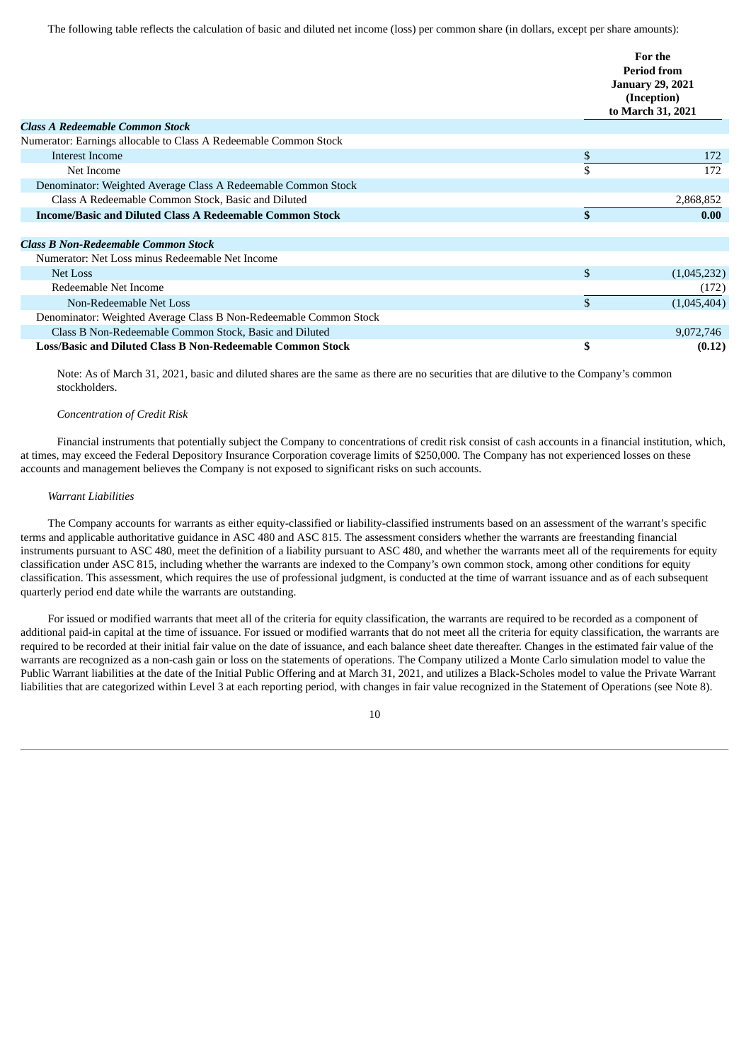The following table reflects the calculation of basic and diluted net income (loss) per common share (in dollars, except per share amounts):

| | For the Period from January 29, 2021 (Inception) to March 31, 2021 |
|---|---|
| ***Class A Redeemable Common Stock*** | |
| Numerator: Earnings allocable to Class A Redeemable Common Stock | |
| Interest Income | $ 172 |
| Net Income | $ 172 |
| Denominator: Weighted Average Class A Redeemable Common Stock | |
| Class A Redeemable Common Stock, Basic and Diluted | 2,868,852 |
| **Income/Basic and Diluted Class A Redeemable Common Stock** | **$ 0.00** |
| | |
| ***Class B Non-Redeemable Common Stock*** | |
| Numerator: Net Loss minus Redeemable Net Income | |
| Net Loss | $ (1,045,232) |
| Redeemable Net Income | (172) |
| Non-Redeemable Net Loss | $ (1,045,404) |
| Denominator: Weighted Average Class B Non-Redeemable Common Stock | |
| Class B Non-Redeemable Common Stock, Basic and Diluted | 9,072,746 |
| **Loss/Basic and Diluted Class B Non-Redeemable Common Stock** | **$ (0.12)** |

Note: As of March 31, 2021, basic and diluted shares are the same as there are no securities that are dilutive to the Company's common stockholders.

*Concentration of Credit Risk*

Financial instruments that potentially subject the Company to concentrations of credit risk consist of cash accounts in a financial institution, which, at times, may exceed the Federal Depository Insurance Corporation coverage limits of $250,000. The Company has not experienced losses on these accounts and management believes the Company is not exposed to significant risks on such accounts.

*Warrant Liabilities*

The Company accounts for warrants as either equity-classified or liability-classified instruments based on an assessment of the warrant's specific terms and applicable authoritative guidance in ASC 480 and ASC 815. The assessment considers whether the warrants are freestanding financial instruments pursuant to ASC 480, meet the definition of a liability pursuant to ASC 480, and whether the warrants meet all of the requirements for equity classification under ASC 815, including whether the warrants are indexed to the Company's own common stock, among other conditions for equity classification. This assessment, which requires the use of professional judgment, is conducted at the time of warrant issuance and as of each subsequent quarterly period end date while the warrants are outstanding.

For issued or modified warrants that meet all of the criteria for equity classification, the warrants are required to be recorded as a component of additional paid-in capital at the time of issuance. For issued or modified warrants that do not meet all the criteria for equity classification, the warrants are required to be recorded at their initial fair value on the date of issuance, and each balance sheet date thereafter. Changes in the estimated fair value of the warrants are recognized as a non-cash gain or loss on the statements of operations. The Company utilized a Monte Carlo simulation model to value the Public Warrant liabilities at the date of the Initial Public Offering and at March 31, 2021, and utilizes a Black-Scholes model to value the Private Warrant liabilities that are categorized within Level 3 at each reporting period, with changes in fair value recognized in the Statement of Operations (see Note 8).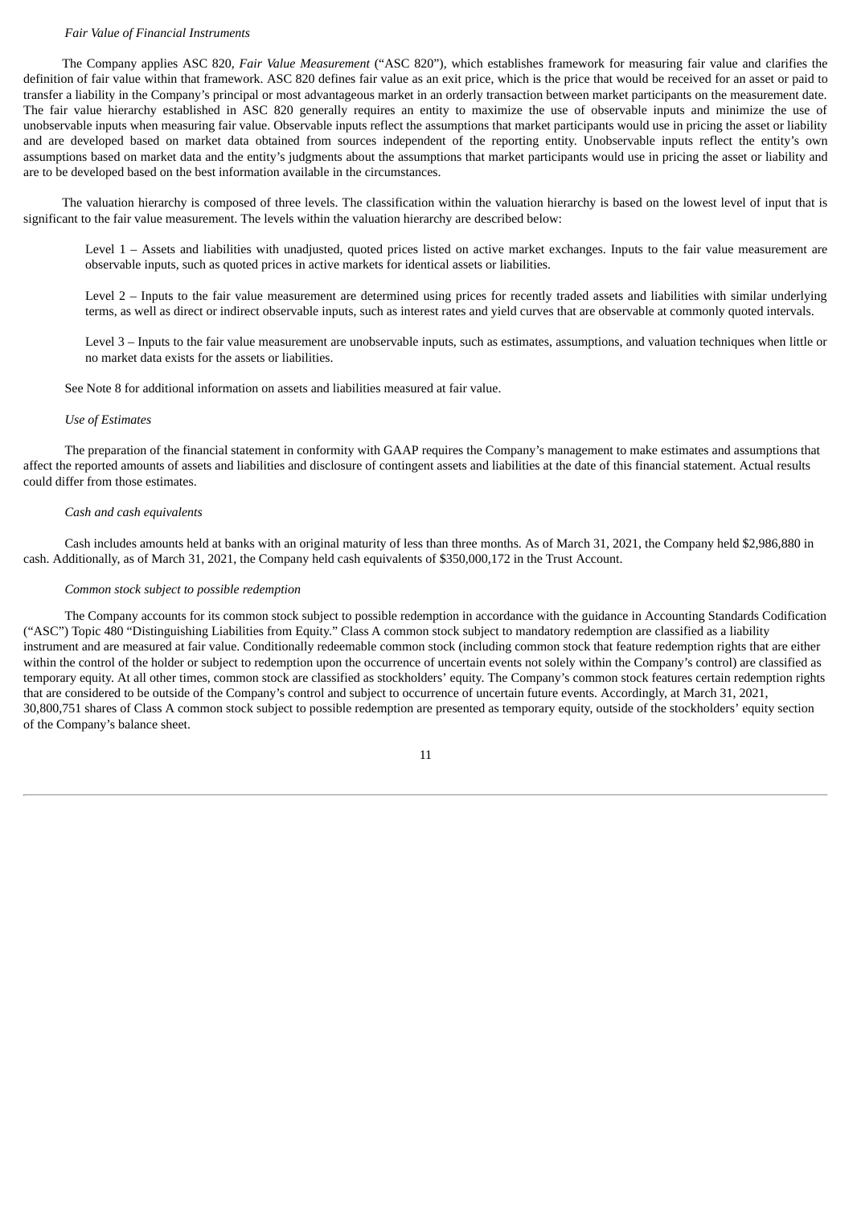*Fair Value of Financial Instruments*

The Company applies ASC 820, *Fair Value Measurement* ("ASC 820"), which establishes framework for measuring fair value and clarifies the definition of fair value within that framework. ASC 820 defines fair value as an exit price, which is the price that would be received for an asset or paid to transfer a liability in the Company's principal or most advantageous market in an orderly transaction between market participants on the measurement date. The fair value hierarchy established in ASC 820 generally requires an entity to maximize the use of observable inputs and minimize the use of unobservable inputs when measuring fair value. Observable inputs reflect the assumptions that market participants would use in pricing the asset or liability and are developed based on market data obtained from sources independent of the reporting entity. Unobservable inputs reflect the entity's own assumptions based on market data and the entity's judgments about the assumptions that market participants would use in pricing the asset or liability and are to be developed based on the best information available in the circumstances.

The valuation hierarchy is composed of three levels. The classification within the valuation hierarchy is based on the lowest level of input that is significant to the fair value measurement. The levels within the valuation hierarchy are described below:

Level 1 – Assets and liabilities with unadjusted, quoted prices listed on active market exchanges. Inputs to the fair value measurement are observable inputs, such as quoted prices in active markets for identical assets or liabilities.

Level 2 – Inputs to the fair value measurement are determined using prices for recently traded assets and liabilities with similar underlying terms, as well as direct or indirect observable inputs, such as interest rates and yield curves that are observable at commonly quoted intervals.

Level 3 – Inputs to the fair value measurement are unobservable inputs, such as estimates, assumptions, and valuation techniques when little or no market data exists for the assets or liabilities.

See Note 8 for additional information on assets and liabilities measured at fair value.

*Use of Estimates*

The preparation of the financial statement in conformity with GAAP requires the Company's management to make estimates and assumptions that affect the reported amounts of assets and liabilities and disclosure of contingent assets and liabilities at the date of this financial statement. Actual results could differ from those estimates.

*Cash and cash equivalents*

Cash includes amounts held at banks with an original maturity of less than three months. As of March 31, 2021, the Company held $2,986,880 in cash. Additionally, as of March 31, 2021, the Company held cash equivalents of $350,000,172 in the Trust Account.

*Common stock subject to possible redemption*

The Company accounts for its common stock subject to possible redemption in accordance with the guidance in Accounting Standards Codification ("ASC") Topic 480 "Distinguishing Liabilities from Equity." Class A common stock subject to mandatory redemption are classified as a liability instrument and are measured at fair value. Conditionally redeemable common stock (including common stock that feature redemption rights that are either within the control of the holder or subject to redemption upon the occurrence of uncertain events not solely within the Company's control) are classified as temporary equity. At all other times, common stock are classified as stockholders' equity. The Company's common stock features certain redemption rights that are considered to be outside of the Company's control and subject to occurrence of uncertain future events. Accordingly, at March 31, 2021, 30,800,751 shares of Class A common stock subject to possible redemption are presented as temporary equity, outside of the stockholders' equity section of the Company's balance sheet.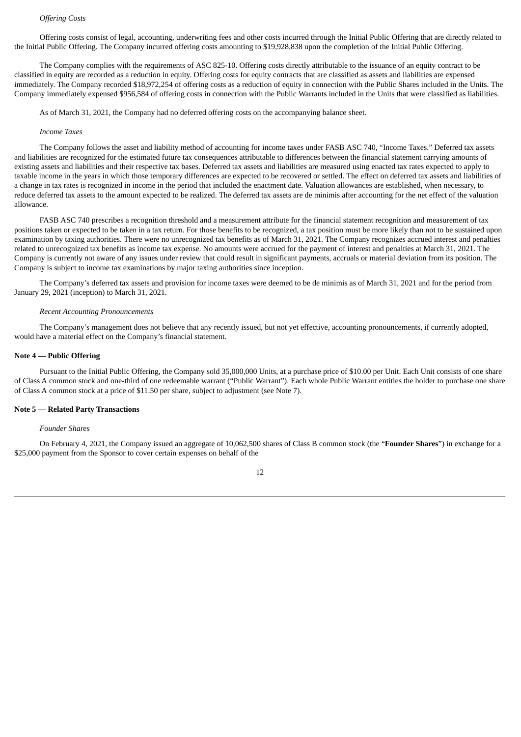*Offering Costs*

Offering costs consist of legal, accounting, underwriting fees and other costs incurred through the Initial Public Offering that are directly related to the Initial Public Offering. The Company incurred offering costs amounting to $19,928,838 upon the completion of the Initial Public Offering.

The Company complies with the requirements of ASC 825-10. Offering costs directly attributable to the issuance of an equity contract to be classified in equity are recorded as a reduction in equity. Offering costs for equity contracts that are classified as assets and liabilities are expensed immediately. The Company recorded $18,972,254 of offering costs as a reduction of equity in connection with the Public Shares included in the Units. The Company immediately expensed $956,584 of offering costs in connection with the Public Warrants included in the Units that were classified as liabilities.

As of March 31, 2021, the Company had no deferred offering costs on the accompanying balance sheet.

*Income Taxes*

The Company follows the asset and liability method of accounting for income taxes under FASB ASC 740, "Income Taxes." Deferred tax assets and liabilities are recognized for the estimated future tax consequences attributable to differences between the financial statement carrying amounts of existing assets and liabilities and their respective tax bases. Deferred tax assets and liabilities are measured using enacted tax rates expected to apply to taxable income in the years in which those temporary differences are expected to be recovered or settled. The effect on deferred tax assets and liabilities of a change in tax rates is recognized in income in the period that included the enactment date. Valuation allowances are established, when necessary, to reduce deferred tax assets to the amount expected to be realized. The deferred tax assets are de minimis after accounting for the net effect of the valuation allowance.

FASB ASC 740 prescribes a recognition threshold and a measurement attribute for the financial statement recognition and measurement of tax positions taken or expected to be taken in a tax return. For those benefits to be recognized, a tax position must be more likely than not to be sustained upon examination by taxing authorities. There were no unrecognized tax benefits as of March 31, 2021. The Company recognizes accrued interest and penalties related to unrecognized tax benefits as income tax expense. No amounts were accrued for the payment of interest and penalties at March 31, 2021. The Company is currently not aware of any issues under review that could result in significant payments, accruals or material deviation from its position. The Company is subject to income tax examinations by major taxing authorities since inception.

The Company's deferred tax assets and provision for income taxes were deemed to be de minimis as of March 31, 2021 and for the period from January 29, 2021 (inception) to March 31, 2021.

*Recent Accounting Pronouncements*

The Company's management does not believe that any recently issued, but not yet effective, accounting pronouncements, if currently adopted, would have a material effect on the Company's financial statement.

**Note 4 — Public Offering**

Pursuant to the Initial Public Offering, the Company sold 35,000,000 Units, at a purchase price of $10.00 per Unit. Each Unit consists of one share of Class A common stock and one-third of one redeemable warrant ("Public Warrant"). Each whole Public Warrant entitles the holder to purchase one share of Class A common stock at a price of $11.50 per share, subject to adjustment (see Note 7).

**Note 5 — Related Party Transactions**

*Founder Shares*

On February 4, 2021, the Company issued an aggregate of 10,062,500 shares of Class B common stock (the "**Founder Shares**") in exchange for a $25,000 payment from the Sponsor to cover certain expenses on behalf of the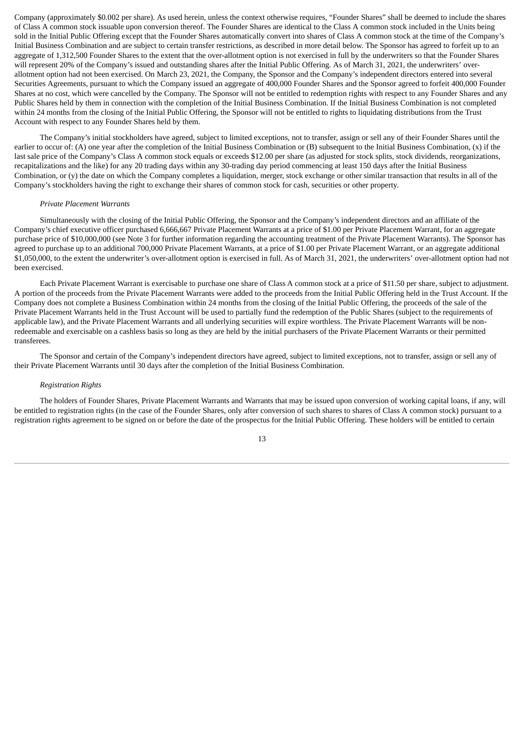Company (approximately \$0.002 per share). As used herein, unless the context otherwise requires, "Founder Shares" shall be deemed to include the shares of Class A common stock issuable upon conversion thereof. The Founder Shares are identical to the Class A common stock included in the Units being sold in the Initial Public Offering except that the Founder Shares automatically convert into shares of Class A common stock at the time of the Company's Initial Business Combination and are subject to certain transfer restrictions, as described in more detail below. The Sponsor has agreed to forfeit up to an aggregate of 1,312,500 Founder Shares to the extent that the over-allotment option is not exercised in full by the underwriters so that the Founder Shares will represent 20% of the Company's issued and outstanding shares after the Initial Public Offering. As of March 31, 2021, the underwriters' over-allotment option had not been exercised. On March 23, 2021, the Company, the Sponsor and the Company's independent directors entered into several Securities Agreements, pursuant to which the Company issued an aggregate of 400,000 Founder Shares and the Sponsor agreed to forfeit 400,000 Founder Shares at no cost, which were cancelled by the Company. The Sponsor will not be entitled to redemption rights with respect to any Founder Shares and any Public Shares held by them in connection with the completion of the Initial Business Combination. If the Initial Business Combination is not completed within 24 months from the closing of the Initial Public Offering, the Sponsor will not be entitled to rights to liquidating distributions from the Trust Account with respect to any Founder Shares held by them.

The Company's initial stockholders have agreed, subject to limited exceptions, not to transfer, assign or sell any of their Founder Shares until the earlier to occur of: (A) one year after the completion of the Initial Business Combination or (B) subsequent to the Initial Business Combination, (x) if the last sale price of the Company's Class A common stock equals or exceeds \$12.00 per share (as adjusted for stock splits, stock dividends, reorganizations, recapitalizations and the like) for any 20 trading days within any 30-trading day period commencing at least 150 days after the Initial Business Combination, or (y) the date on which the Company completes a liquidation, merger, stock exchange or other similar transaction that results in all of the Company's stockholders having the right to exchange their shares of common stock for cash, securities or other property.

*Private Placement Warrants*

Simultaneously with the closing of the Initial Public Offering, the Sponsor and the Company's independent directors and an affiliate of the Company's chief executive officer purchased 6,666,667 Private Placement Warrants at a price of \$1.00 per Private Placement Warrant, for an aggregate purchase price of \$10,000,000 (see Note 3 for further information regarding the accounting treatment of the Private Placement Warrants). The Sponsor has agreed to purchase up to an additional 700,000 Private Placement Warrants, at a price of \$1.00 per Private Placement Warrant, or an aggregate additional \$1,050,000, to the extent the underwriter's over-allotment option is exercised in full. As of March 31, 2021, the underwriters' over-allotment option had not been exercised.

Each Private Placement Warrant is exercisable to purchase one share of Class A common stock at a price of \$11.50 per share, subject to adjustment. A portion of the proceeds from the Private Placement Warrants were added to the proceeds from the Initial Public Offering held in the Trust Account. If the Company does not complete a Business Combination within 24 months from the closing of the Initial Public Offering, the proceeds of the sale of the Private Placement Warrants held in the Trust Account will be used to partially fund the redemption of the Public Shares (subject to the requirements of applicable law), and the Private Placement Warrants and all underlying securities will expire worthless. The Private Placement Warrants will be non-redeemable and exercisable on a cashless basis so long as they are held by the initial purchasers of the Private Placement Warrants or their permitted transferees.

The Sponsor and certain of the Company's independent directors have agreed, subject to limited exceptions, not to transfer, assign or sell any of their Private Placement Warrants until 30 days after the completion of the Initial Business Combination.

*Registration Rights*

The holders of Founder Shares, Private Placement Warrants and Warrants that may be issued upon conversion of working capital loans, if any, will be entitled to registration rights (in the case of the Founder Shares, only after conversion of such shares to shares of Class A common stock) pursuant to a registration rights agreement to be signed on or before the date of the prospectus for the Initial Public Offering. These holders will be entitled to certain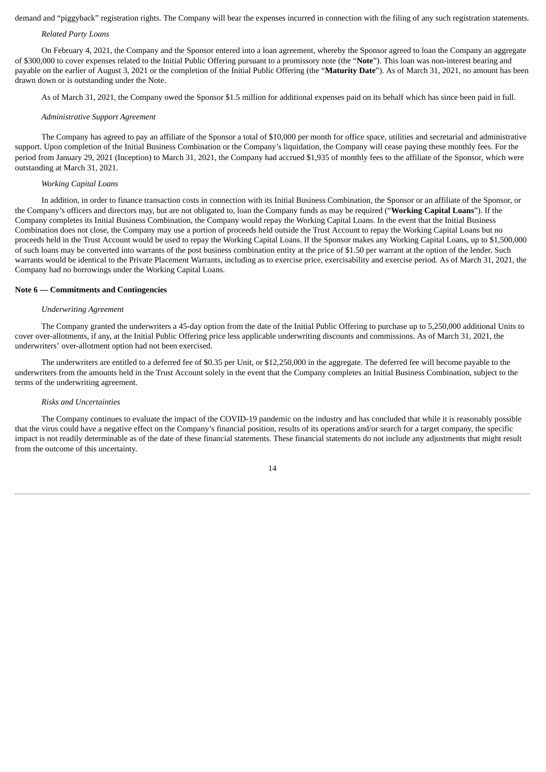demand and "piggyback" registration rights. The Company will bear the expenses incurred in connection with the filing of any such registration statements.

*Related Party Loans*

On February 4, 2021, the Company and the Sponsor entered into a loan agreement, whereby the Sponsor agreed to loan the Company an aggregate of $300,000 to cover expenses related to the Initial Public Offering pursuant to a promissory note (the "**Note**"). This loan was non-interest bearing and payable on the earlier of August 3, 2021 or the completion of the Initial Public Offering (the "**Maturity Date**"). As of March 31, 2021, no amount has been drawn down or is outstanding under the Note.

As of March 31, 2021, the Company owed the Sponsor $1.5 million for additional expenses paid on its behalf which has since been paid in full.

*Administrative Support Agreement*

The Company has agreed to pay an affiliate of the Sponsor a total of $10,000 per month for office space, utilities and secretarial and administrative support. Upon completion of the Initial Business Combination or the Company's liquidation, the Company will cease paying these monthly fees. For the period from January 29, 2021 (Inception) to March 31, 2021, the Company had accrued $1,935 of monthly fees to the affiliate of the Sponsor, which were outstanding at March 31, 2021.

*Working Capital Loans*

In addition, in order to finance transaction costs in connection with its Initial Business Combination, the Sponsor or an affiliate of the Sponsor, or the Company's officers and directors may, but are not obligated to, loan the Company funds as may be required ("**Working Capital Loans**"). If the Company completes its Initial Business Combination, the Company would repay the Working Capital Loans. In the event that the Initial Business Combination does not close, the Company may use a portion of proceeds held outside the Trust Account to repay the Working Capital Loans but no proceeds held in the Trust Account would be used to repay the Working Capital Loans. If the Sponsor makes any Working Capital Loans, up to $1,500,000 of such loans may be converted into warrants of the post business combination entity at the price of $1.50 per warrant at the option of the lender. Such warrants would be identical to the Private Placement Warrants, including as to exercise price, exercisability and exercise period. As of March 31, 2021, the Company had no borrowings under the Working Capital Loans.

**Note 6 — Commitments and Contingencies**

*Underwriting Agreement*

The Company granted the underwriters a 45-day option from the date of the Initial Public Offering to purchase up to 5,250,000 additional Units to cover over-allotments, if any, at the Initial Public Offering price less applicable underwriting discounts and commissions. As of March 31, 2021, the underwriters' over-allotment option had not been exercised.

The underwriters are entitled to a deferred fee of $0.35 per Unit, or $12,250,000 in the aggregate. The deferred fee will become payable to the underwriters from the amounts held in the Trust Account solely in the event that the Company completes an Initial Business Combination, subject to the terms of the underwriting agreement.

*Risks and Uncertainties*

The Company continues to evaluate the impact of the COVID-19 pandemic on the industry and has concluded that while it is reasonably possible that the virus could have a negative effect on the Company's financial position, results of its operations and/or search for a target company, the specific impact is not readily determinable as of the date of these financial statements. These financial statements do not include any adjustments that might result from the outcome of this uncertainty.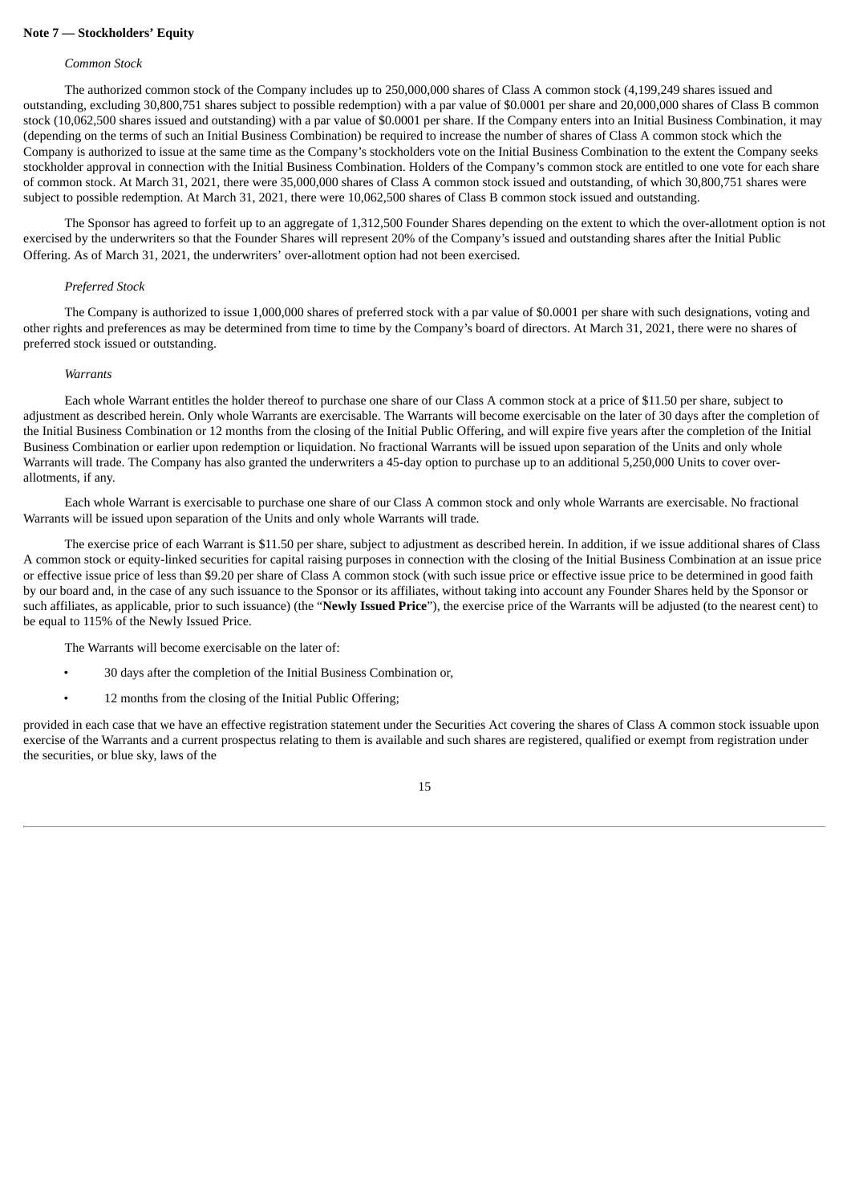**Note 7 — Stockholders' Equity**

*Common Stock*

The authorized common stock of the Company includes up to 250,000,000 shares of Class A common stock (4,199,249 shares issued and outstanding, excluding 30,800,751 shares subject to possible redemption) with a par value of $0.0001 per share and 20,000,000 shares of Class B common stock (10,062,500 shares issued and outstanding) with a par value of $0.0001 per share. If the Company enters into an Initial Business Combination, it may (depending on the terms of such an Initial Business Combination) be required to increase the number of shares of Class A common stock which the Company is authorized to issue at the same time as the Company's stockholders vote on the Initial Business Combination to the extent the Company seeks stockholder approval in connection with the Initial Business Combination. Holders of the Company's common stock are entitled to one vote for each share of common stock. At March 31, 2021, there were 35,000,000 shares of Class A common stock issued and outstanding, of which 30,800,751 shares were subject to possible redemption. At March 31, 2021, there were 10,062,500 shares of Class B common stock issued and outstanding.

The Sponsor has agreed to forfeit up to an aggregate of 1,312,500 Founder Shares depending on the extent to which the over-allotment option is not exercised by the underwriters so that the Founder Shares will represent 20% of the Company's issued and outstanding shares after the Initial Public Offering. As of March 31, 2021, the underwriters' over-allotment option had not been exercised.

*Preferred Stock*

The Company is authorized to issue 1,000,000 shares of preferred stock with a par value of $0.0001 per share with such designations, voting and other rights and preferences as may be determined from time to time by the Company's board of directors. At March 31, 2021, there were no shares of preferred stock issued or outstanding.

*Warrants*

Each whole Warrant entitles the holder thereof to purchase one share of our Class A common stock at a price of $11.50 per share, subject to adjustment as described herein. Only whole Warrants are exercisable. The Warrants will become exercisable on the later of 30 days after the completion of the Initial Business Combination or 12 months from the closing of the Initial Public Offering, and will expire five years after the completion of the Initial Business Combination or earlier upon redemption or liquidation. No fractional Warrants will be issued upon separation of the Units and only whole Warrants will trade. The Company has also granted the underwriters a 45-day option to purchase up to an additional 5,250,000 Units to cover over-allotments, if any.

Each whole Warrant is exercisable to purchase one share of our Class A common stock and only whole Warrants are exercisable. No fractional Warrants will be issued upon separation of the Units and only whole Warrants will trade.

The exercise price of each Warrant is $11.50 per share, subject to adjustment as described herein. In addition, if we issue additional shares of Class A common stock or equity-linked securities for capital raising purposes in connection with the closing of the Initial Business Combination at an issue price or effective issue price of less than $9.20 per share of Class A common stock (with such issue price or effective issue price to be determined in good faith by our board and, in the case of any such issuance to the Sponsor or its affiliates, without taking into account any Founder Shares held by the Sponsor or such affiliates, as applicable, prior to such issuance) (the "**Newly Issued Price**"), the exercise price of the Warrants will be adjusted (to the nearest cent) to be equal to 115% of the Newly Issued Price.

The Warrants will become exercisable on the later of:

- 30 days after the completion of the Initial Business Combination or,
- 12 months from the closing of the Initial Public Offering;

provided in each case that we have an effective registration statement under the Securities Act covering the shares of Class A common stock issuable upon exercise of the Warrants and a current prospectus relating to them is available and such shares are registered, qualified or exempt from registration under the securities, or blue sky, laws of the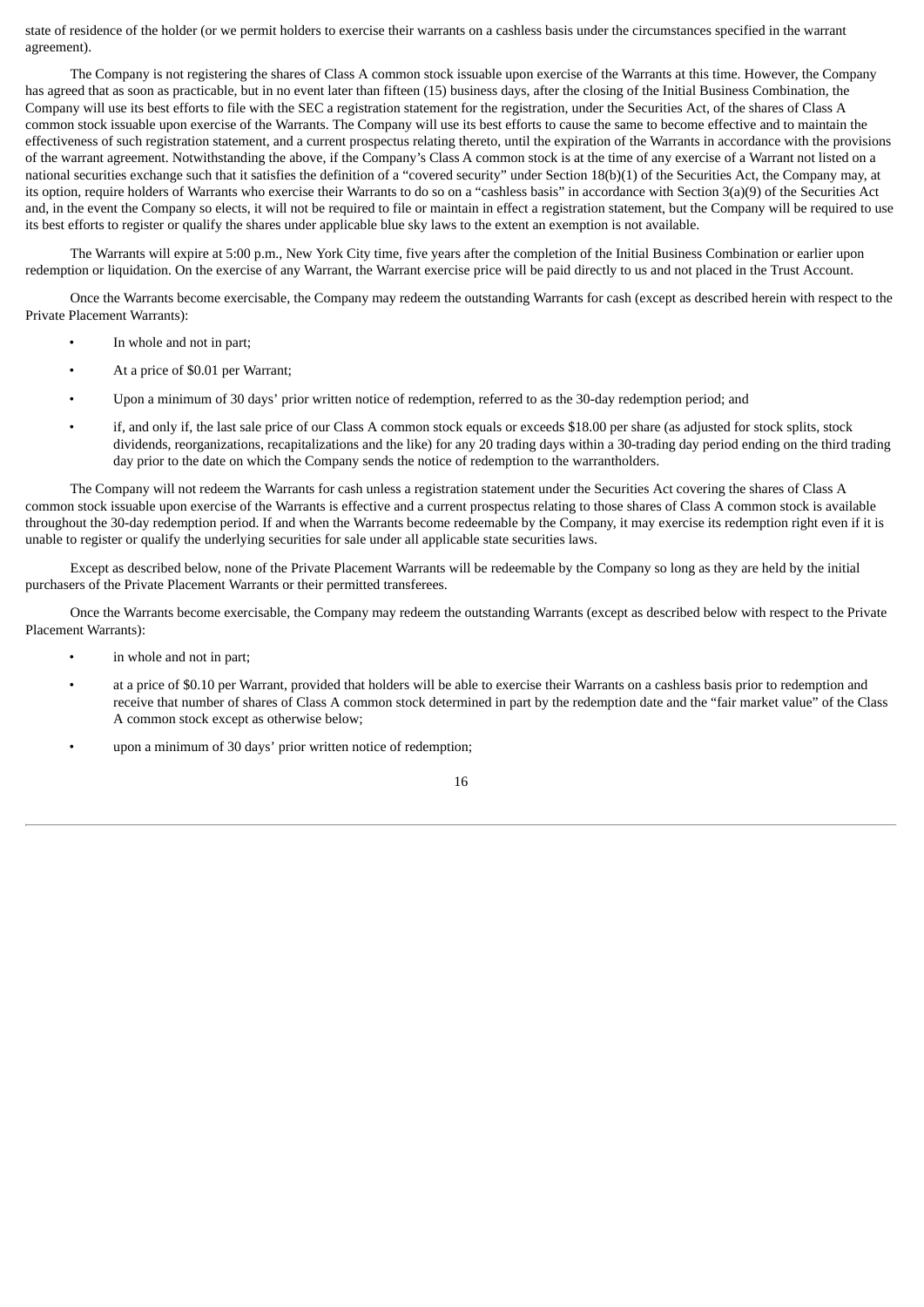state of residence of the holder (or we permit holders to exercise their warrants on a cashless basis under the circumstances specified in the warrant agreement).

The Company is not registering the shares of Class A common stock issuable upon exercise of the Warrants at this time. However, the Company has agreed that as soon as practicable, but in no event later than fifteen (15) business days, after the closing of the Initial Business Combination, the Company will use its best efforts to file with the SEC a registration statement for the registration, under the Securities Act, of the shares of Class A common stock issuable upon exercise of the Warrants. The Company will use its best efforts to cause the same to become effective and to maintain the effectiveness of such registration statement, and a current prospectus relating thereto, until the expiration of the Warrants in accordance with the provisions of the warrant agreement. Notwithstanding the above, if the Company's Class A common stock is at the time of any exercise of a Warrant not listed on a national securities exchange such that it satisfies the definition of a "covered security" under Section 18(b)(1) of the Securities Act, the Company may, at its option, require holders of Warrants who exercise their Warrants to do so on a "cashless basis" in accordance with Section 3(a)(9) of the Securities Act and, in the event the Company so elects, it will not be required to file or maintain in effect a registration statement, but the Company will be required to use its best efforts to register or qualify the shares under applicable blue sky laws to the extent an exemption is not available.

The Warrants will expire at 5:00 p.m., New York City time, five years after the completion of the Initial Business Combination or earlier upon redemption or liquidation. On the exercise of any Warrant, the Warrant exercise price will be paid directly to us and not placed in the Trust Account.

Once the Warrants become exercisable, the Company may redeem the outstanding Warrants for cash (except as described herein with respect to the Private Placement Warrants):

- In whole and not in part;
- At a price of $0.01 per Warrant;
- Upon a minimum of 30 days' prior written notice of redemption, referred to as the 30-day redemption period; and
- if, and only if, the last sale price of our Class A common stock equals or exceeds $18.00 per share (as adjusted for stock splits, stock dividends, reorganizations, recapitalizations and the like) for any 20 trading days within a 30-trading day period ending on the third trading day prior to the date on which the Company sends the notice of redemption to the warrantholders.

The Company will not redeem the Warrants for cash unless a registration statement under the Securities Act covering the shares of Class A common stock issuable upon exercise of the Warrants is effective and a current prospectus relating to those shares of Class A common stock is available throughout the 30-day redemption period. If and when the Warrants become redeemable by the Company, it may exercise its redemption right even if it is unable to register or qualify the underlying securities for sale under all applicable state securities laws.

Except as described below, none of the Private Placement Warrants will be redeemable by the Company so long as they are held by the initial purchasers of the Private Placement Warrants or their permitted transferees.

Once the Warrants become exercisable, the Company may redeem the outstanding Warrants (except as described below with respect to the Private Placement Warrants):

- in whole and not in part;
- at a price of $0.10 per Warrant, provided that holders will be able to exercise their Warrants on a cashless basis prior to redemption and receive that number of shares of Class A common stock determined in part by the redemption date and the "fair market value" of the Class A common stock except as otherwise below;
- upon a minimum of 30 days' prior written notice of redemption;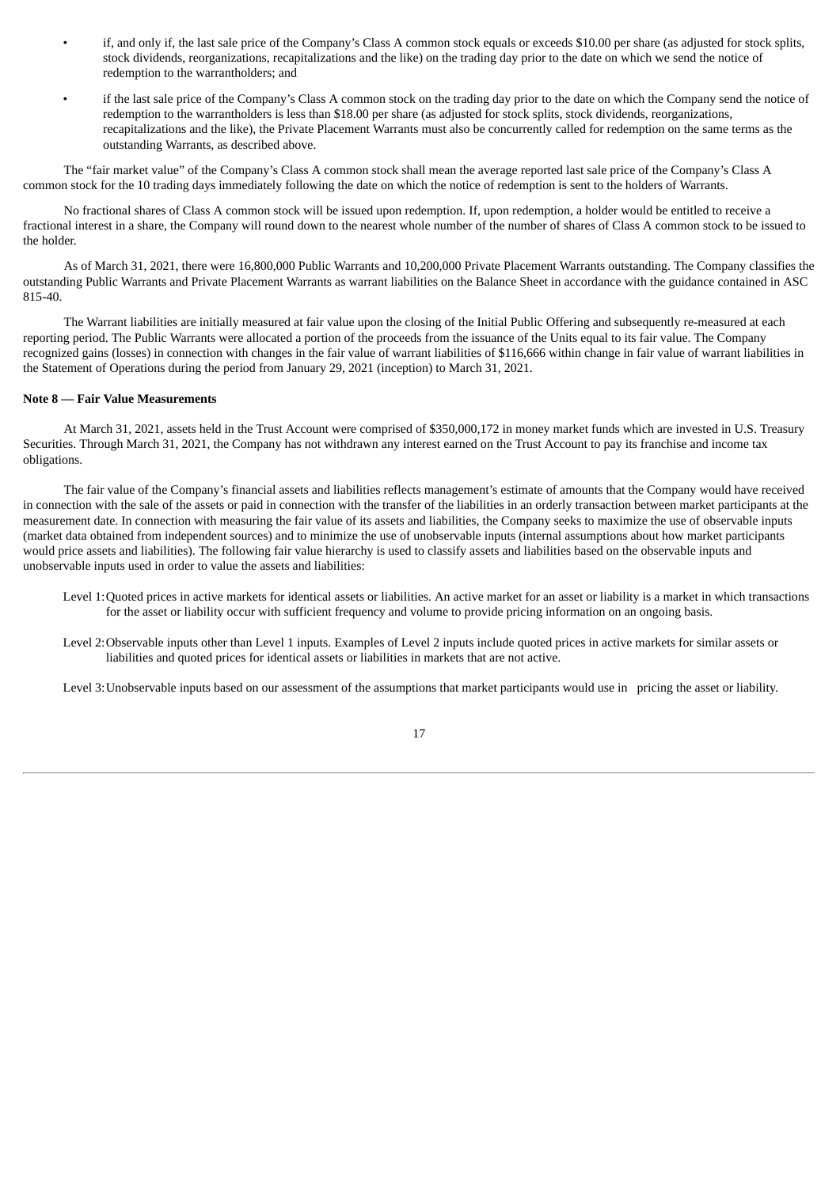- if, and only if, the last sale price of the Company's Class A common stock equals or exceeds $10.00 per share (as adjusted for stock splits, stock dividends, reorganizations, recapitalizations and the like) on the trading day prior to the date on which we send the notice of redemption to the warrantholders; and
- if the last sale price of the Company's Class A common stock on the trading day prior to the date on which the Company send the notice of redemption to the warrantholders is less than $18.00 per share (as adjusted for stock splits, stock dividends, reorganizations, recapitalizations and the like), the Private Placement Warrants must also be concurrently called for redemption on the same terms as the outstanding Warrants, as described above.

The "fair market value" of the Company's Class A common stock shall mean the average reported last sale price of the Company's Class A common stock for the 10 trading days immediately following the date on which the notice of redemption is sent to the holders of Warrants.

No fractional shares of Class A common stock will be issued upon redemption. If, upon redemption, a holder would be entitled to receive a fractional interest in a share, the Company will round down to the nearest whole number of the number of shares of Class A common stock to be issued to the holder.

As of March 31, 2021, there were 16,800,000 Public Warrants and 10,200,000 Private Placement Warrants outstanding. The Company classifies the outstanding Public Warrants and Private Placement Warrants as warrant liabilities on the Balance Sheet in accordance with the guidance contained in ASC 815-40.

The Warrant liabilities are initially measured at fair value upon the closing of the Initial Public Offering and subsequently re-measured at each reporting period. The Public Warrants were allocated a portion of the proceeds from the issuance of the Units equal to its fair value. The Company recognized gains (losses) in connection with changes in the fair value of warrant liabilities of $116,666 within change in fair value of warrant liabilities in the Statement of Operations during the period from January 29, 2021 (inception) to March 31, 2021.

**Note 8 — Fair Value Measurements**

At March 31, 2021, assets held in the Trust Account were comprised of $350,000,172 in money market funds which are invested in U.S. Treasury Securities. Through March 31, 2021, the Company has not withdrawn any interest earned on the Trust Account to pay its franchise and income tax obligations.

The fair value of the Company's financial assets and liabilities reflects management's estimate of amounts that the Company would have received in connection with the sale of the assets or paid in connection with the transfer of the liabilities in an orderly transaction between market participants at the measurement date. In connection with measuring the fair value of its assets and liabilities, the Company seeks to maximize the use of observable inputs (market data obtained from independent sources) and to minimize the use of unobservable inputs (internal assumptions about how market participants would price assets and liabilities). The following fair value hierarchy is used to classify assets and liabilities based on the observable inputs and unobservable inputs used in order to value the assets and liabilities:

Level 1: Quoted prices in active markets for identical assets or liabilities. An active market for an asset or liability is a market in which transactions for the asset or liability occur with sufficient frequency and volume to provide pricing information on an ongoing basis.

Level 2: Observable inputs other than Level 1 inputs. Examples of Level 2 inputs include quoted prices in active markets for similar assets or liabilities and quoted prices for identical assets or liabilities in markets that are not active.

Level 3: Unobservable inputs based on our assessment of the assumptions that market participants would use in pricing the asset or liability.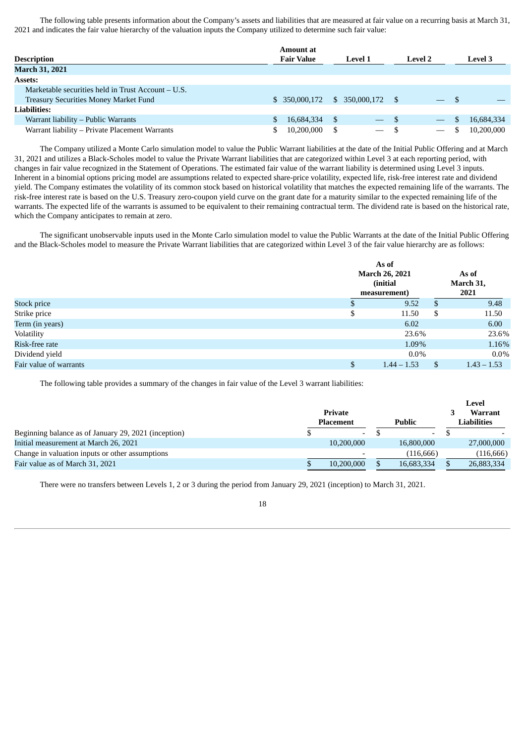The following table presents information about the Company's assets and liabilities that are measured at fair value on a recurring basis at March 31, 2021 and indicates the fair value hierarchy of the valuation inputs the Company utilized to determine such fair value:

| Description | Amount at Fair Value | Level 1 | Level 2 | Level 3 |
|---|---|---|---|---|
| **March 31, 2021** | | | | |
| **Assets:** | | | | |
| Marketable securities held in Trust Account – U.S. Treasury Securities Money Market Fund | $ 350,000,172 | $ 350,000,172 | $ — | $ — |
| **Liabilities:** | | | | |
| Warrant liability – Public Warrants | $ 16,684,334 | $ — | $ — | $ 16,684,334 |
| Warrant liability – Private Placement Warrants | $ 10,200,000 | $ — | $ — | $ 10,200,000 |

The Company utilized a Monte Carlo simulation model to value the Public Warrant liabilities at the date of the Initial Public Offering and at March 31, 2021 and utilizes a Black-Scholes model to value the Private Warrant liabilities that are categorized within Level 3 at each reporting period, with changes in fair value recognized in the Statement of Operations. The estimated fair value of the warrant liability is determined using Level 3 inputs. Inherent in a binomial options pricing model are assumptions related to expected share-price volatility, expected life, risk-free interest rate and dividend yield. The Company estimates the volatility of its common stock based on historical volatility that matches the expected remaining life of the warrants. The risk-free interest rate is based on the U.S. Treasury zero-coupon yield curve on the grant date for a maturity similar to the expected remaining life of the warrants. The expected life of the warrants is assumed to be equivalent to their remaining contractual term. The dividend rate is based on the historical rate, which the Company anticipates to remain at zero.

The significant unobservable inputs used in the Monte Carlo simulation model to value the Public Warrants at the date of the Initial Public Offering and the Black-Scholes model to measure the Private Warrant liabilities that are categorized within Level 3 of the fair value hierarchy are as follows:

| | As of March 26, 2021 (initial measurement) | As of March 31, 2021 |
|---|---|---|
| Stock price | $ 9.52 | $ 9.48 |
| Strike price | $ 11.50 | $ 11.50 |
| Term (in years) | 6.02 | 6.00 |
| Volatility | 23.6% | 23.6% |
| Risk-free rate | 1.09% | 1.16% |
| Dividend yield | 0.0% | 0.0% |
| Fair value of warrants | $ 1.44 – 1.53 | $ 1.43 – 1.53 |

The following table provides a summary of the changes in fair value of the Level 3 warrant liabilities:

| | Private Placement | Public | Level 3 Warrant Liabilities |
|---|---|---|---|
| Beginning balance as of January 29, 2021 (inception) | $ - | $ - | $ - |
| Initial measurement at March 26, 2021 | 10,200,000 | 16,800,000 | 27,000,000 |
| Change in valuation inputs or other assumptions | - | (116,666) | (116,666) |
| Fair value as of March 31, 2021 | $ 10,200,000 | $ 16,683,334 | $ 26,883,334 |

There were no transfers between Levels 1, 2 or 3 during the period from January 29, 2021 (inception) to March 31, 2021.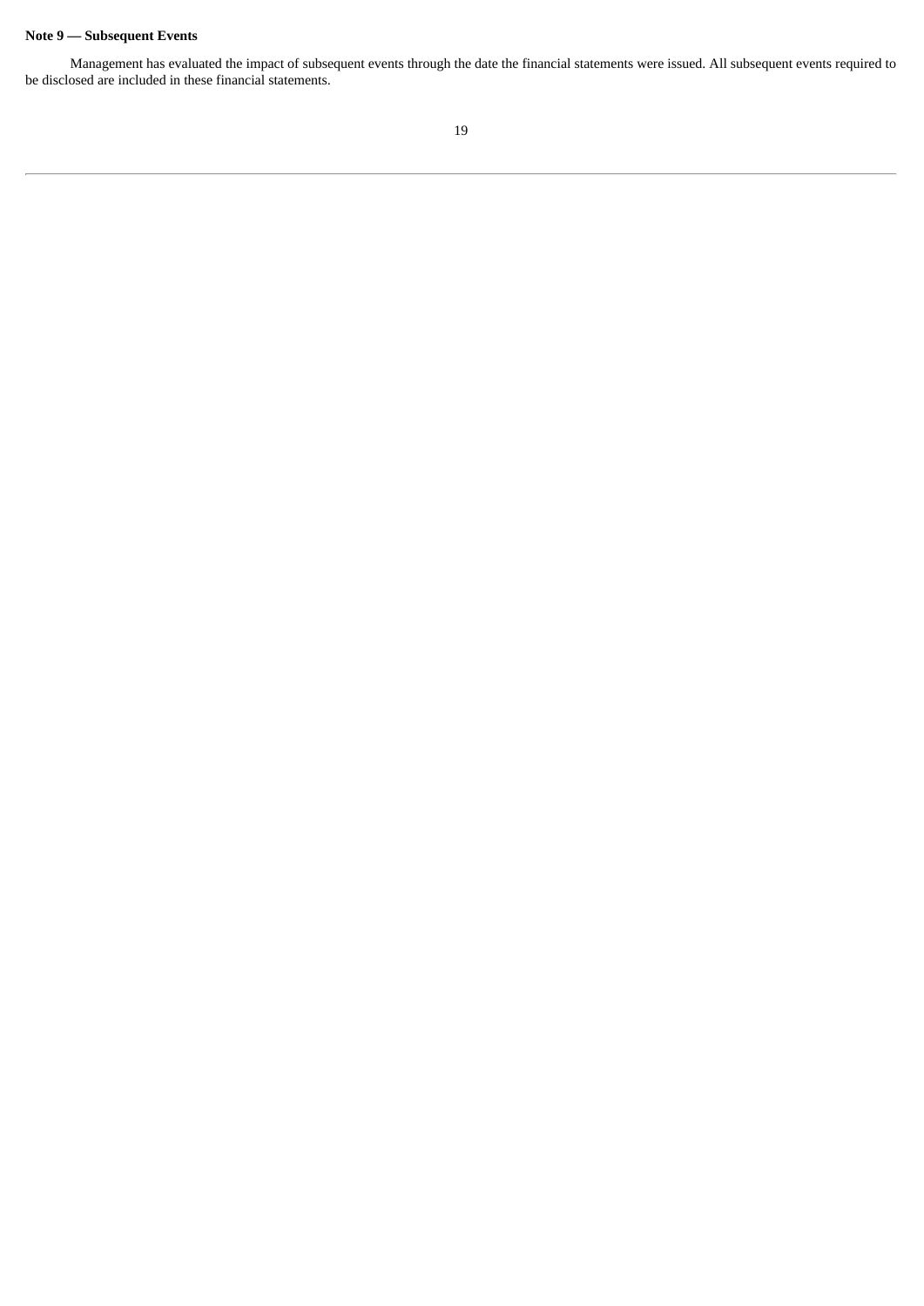**Note 9 — Subsequent Events**

Management has evaluated the impact of subsequent events through the date the financial statements were issued. All subsequent events required to be disclosed are included in these financial statements.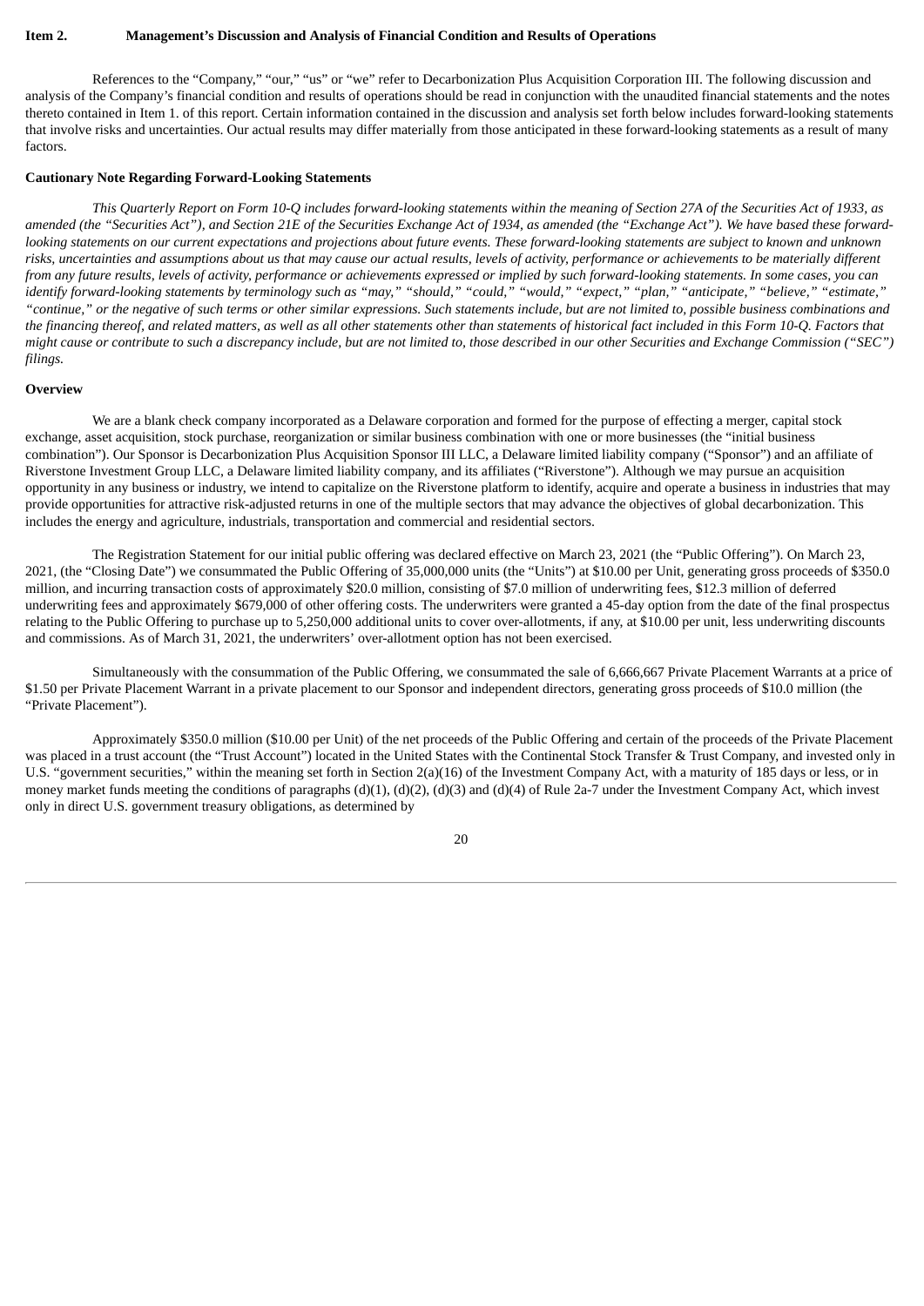**Item 2. Management's Discussion and Analysis of Financial Condition and Results of Operations**

References to the "Company," "our," "us" or "we" refer to Decarbonization Plus Acquisition Corporation III. The following discussion and analysis of the Company's financial condition and results of operations should be read in conjunction with the unaudited financial statements and the notes thereto contained in Item 1. of this report. Certain information contained in the discussion and analysis set forth below includes forward-looking statements that involve risks and uncertainties. Our actual results may differ materially from those anticipated in these forward-looking statements as a result of many factors.

**Cautionary Note Regarding Forward-Looking Statements**

*This Quarterly Report on Form 10-Q includes forward-looking statements within the meaning of Section 27A of the Securities Act of 1933, as amended (the "Securities Act"), and Section 21E of the Securities Exchange Act of 1934, as amended (the "Exchange Act"). We have based these forward-looking statements on our current expectations and projections about future events. These forward-looking statements are subject to known and unknown risks, uncertainties and assumptions about us that may cause our actual results, levels of activity, performance or achievements to be materially different from any future results, levels of activity, performance or achievements expressed or implied by such forward-looking statements. In some cases, you can identify forward-looking statements by terminology such as "may," "should," "could," "would," "expect," "plan," "anticipate," "believe," "estimate," "continue," or the negative of such terms or other similar expressions. Such statements include, but are not limited to, possible business combinations and the financing thereof, and related matters, as well as all other statements other than statements of historical fact included in this Form 10-Q. Factors that might cause or contribute to such a discrepancy include, but are not limited to, those described in our other Securities and Exchange Commission ("SEC") filings.*

**Overview**

We are a blank check company incorporated as a Delaware corporation and formed for the purpose of effecting a merger, capital stock exchange, asset acquisition, stock purchase, reorganization or similar business combination with one or more businesses (the "initial business combination"). Our Sponsor is Decarbonization Plus Acquisition Sponsor III LLC, a Delaware limited liability company ("Sponsor") and an affiliate of Riverstone Investment Group LLC, a Delaware limited liability company, and its affiliates ("Riverstone"). Although we may pursue an acquisition opportunity in any business or industry, we intend to capitalize on the Riverstone platform to identify, acquire and operate a business in industries that may provide opportunities for attractive risk-adjusted returns in one of the multiple sectors that may advance the objectives of global decarbonization. This includes the energy and agriculture, industrials, transportation and commercial and residential sectors.

The Registration Statement for our initial public offering was declared effective on March 23, 2021 (the "Public Offering"). On March 23, 2021, (the "Closing Date") we consummated the Public Offering of 35,000,000 units (the "Units") at $10.00 per Unit, generating gross proceeds of $350.0 million, and incurring transaction costs of approximately $20.0 million, consisting of $7.0 million of underwriting fees, $12.3 million of deferred underwriting fees and approximately $679,000 of other offering costs. The underwriters were granted a 45-day option from the date of the final prospectus relating to the Public Offering to purchase up to 5,250,000 additional units to cover over-allotments, if any, at $10.00 per unit, less underwriting discounts and commissions. As of March 31, 2021, the underwriters' over-allotment option has not been exercised.

Simultaneously with the consummation of the Public Offering, we consummated the sale of 6,666,667 Private Placement Warrants at a price of $1.50 per Private Placement Warrant in a private placement to our Sponsor and independent directors, generating gross proceeds of $10.0 million (the "Private Placement").

Approximately $350.0 million ($10.00 per Unit) of the net proceeds of the Public Offering and certain of the proceeds of the Private Placement was placed in a trust account (the "Trust Account") located in the United States with the Continental Stock Transfer & Trust Company, and invested only in U.S. "government securities," within the meaning set forth in Section 2(a)(16) of the Investment Company Act, with a maturity of 185 days or less, or in money market funds meeting the conditions of paragraphs (d)(1), (d)(2), (d)(3) and (d)(4) of Rule 2a-7 under the Investment Company Act, which invest only in direct U.S. government treasury obligations, as determined by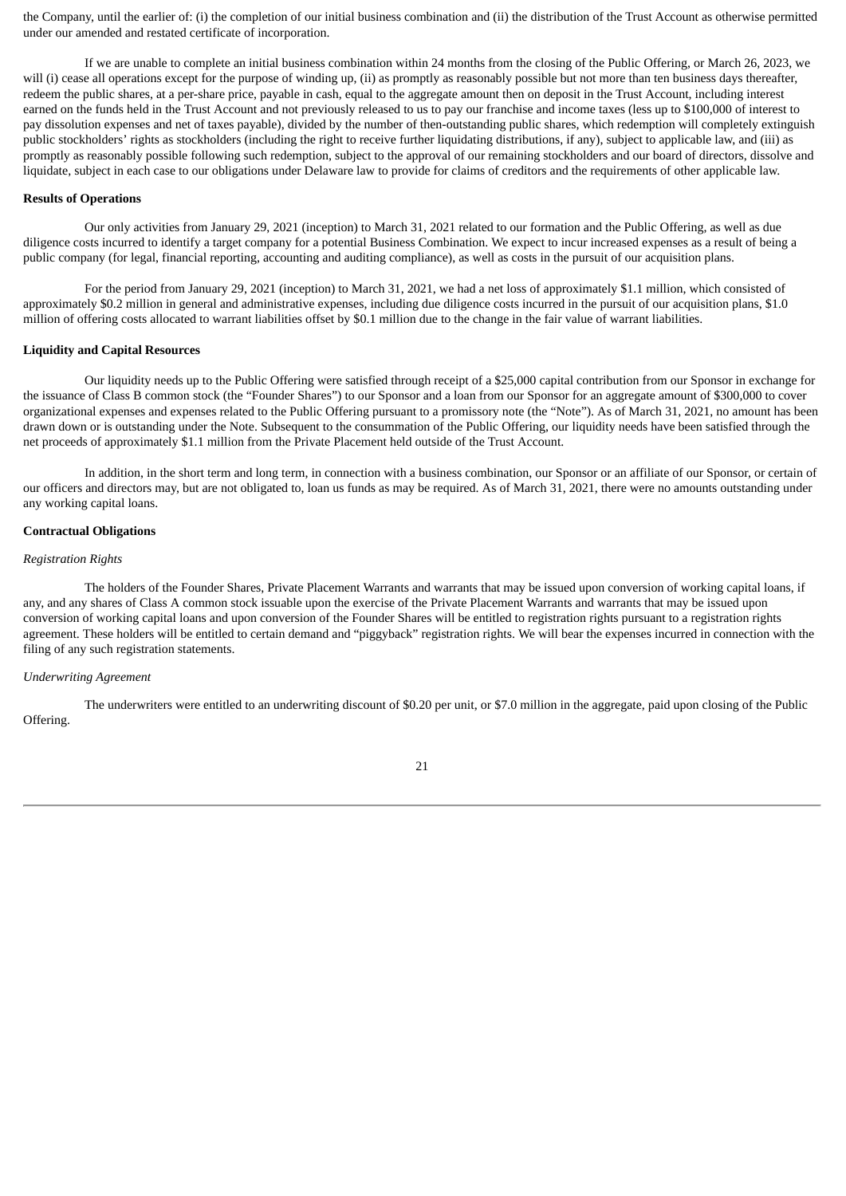the Company, until the earlier of: (i) the completion of our initial business combination and (ii) the distribution of the Trust Account as otherwise permitted under our amended and restated certificate of incorporation.

If we are unable to complete an initial business combination within 24 months from the closing of the Public Offering, or March 26, 2023, we will (i) cease all operations except for the purpose of winding up, (ii) as promptly as reasonably possible but not more than ten business days thereafter, redeem the public shares, at a per-share price, payable in cash, equal to the aggregate amount then on deposit in the Trust Account, including interest earned on the funds held in the Trust Account and not previously released to us to pay our franchise and income taxes (less up to $100,000 of interest to pay dissolution expenses and net of taxes payable), divided by the number of then-outstanding public shares, which redemption will completely extinguish public stockholders' rights as stockholders (including the right to receive further liquidating distributions, if any), subject to applicable law, and (iii) as promptly as reasonably possible following such redemption, subject to the approval of our remaining stockholders and our board of directors, dissolve and liquidate, subject in each case to our obligations under Delaware law to provide for claims of creditors and the requirements of other applicable law.

**Results of Operations**

Our only activities from January 29, 2021 (inception) to March 31, 2021 related to our formation and the Public Offering, as well as due diligence costs incurred to identify a target company for a potential Business Combination. We expect to incur increased expenses as a result of being a public company (for legal, financial reporting, accounting and auditing compliance), as well as costs in the pursuit of our acquisition plans.

For the period from January 29, 2021 (inception) to March 31, 2021, we had a net loss of approximately $1.1 million, which consisted of approximately $0.2 million in general and administrative expenses, including due diligence costs incurred in the pursuit of our acquisition plans, $1.0 million of offering costs allocated to warrant liabilities offset by $0.1 million due to the change in the fair value of warrant liabilities.

**Liquidity and Capital Resources**

Our liquidity needs up to the Public Offering were satisfied through receipt of a $25,000 capital contribution from our Sponsor in exchange for the issuance of Class B common stock (the "Founder Shares") to our Sponsor and a loan from our Sponsor for an aggregate amount of $300,000 to cover organizational expenses and expenses related to the Public Offering pursuant to a promissory note (the "Note"). As of March 31, 2021, no amount has been drawn down or is outstanding under the Note. Subsequent to the consummation of the Public Offering, our liquidity needs have been satisfied through the net proceeds of approximately $1.1 million from the Private Placement held outside of the Trust Account.

In addition, in the short term and long term, in connection with a business combination, our Sponsor or an affiliate of our Sponsor, or certain of our officers and directors may, but are not obligated to, loan us funds as may be required. As of March 31, 2021, there were no amounts outstanding under any working capital loans.

**Contractual Obligations**

*Registration Rights*

The holders of the Founder Shares, Private Placement Warrants and warrants that may be issued upon conversion of working capital loans, if any, and any shares of Class A common stock issuable upon the exercise of the Private Placement Warrants and warrants that may be issued upon conversion of working capital loans and upon conversion of the Founder Shares will be entitled to registration rights pursuant to a registration rights agreement. These holders will be entitled to certain demand and "piggyback" registration rights. We will bear the expenses incurred in connection with the filing of any such registration statements.

*Underwriting Agreement*

The underwriters were entitled to an underwriting discount of $0.20 per unit, or $7.0 million in the aggregate, paid upon closing of the Public Offering.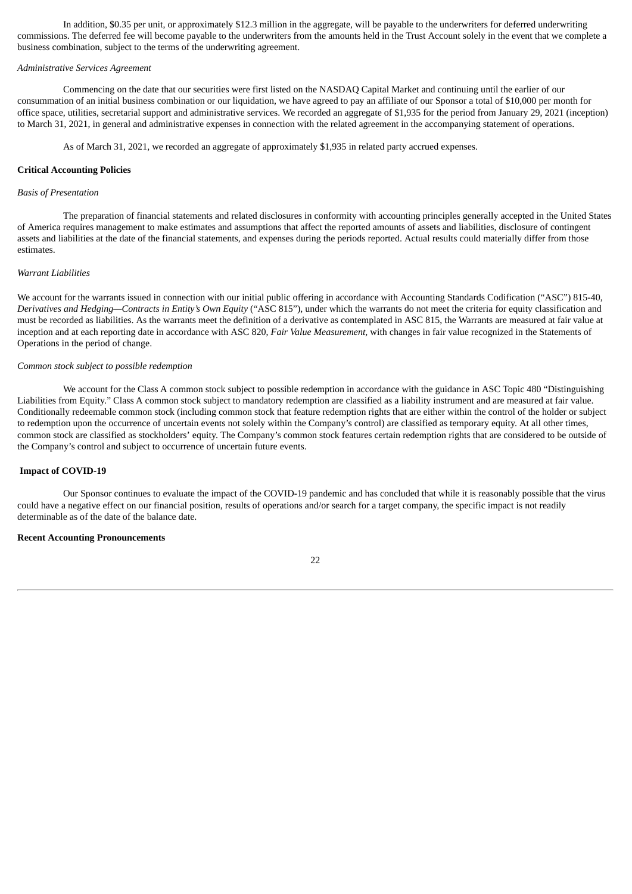In addition, $0.35 per unit, or approximately $12.3 million in the aggregate, will be payable to the underwriters for deferred underwriting commissions. The deferred fee will become payable to the underwriters from the amounts held in the Trust Account solely in the event that we complete a business combination, subject to the terms of the underwriting agreement.

*Administrative Services Agreement*

Commencing on the date that our securities were first listed on the NASDAQ Capital Market and continuing until the earlier of our consummation of an initial business combination or our liquidation, we have agreed to pay an affiliate of our Sponsor a total of $10,000 per month for office space, utilities, secretarial support and administrative services. We recorded an aggregate of $1,935 for the period from January 29, 2021 (inception) to March 31, 2021, in general and administrative expenses in connection with the related agreement in the accompanying statement of operations.

As of March 31, 2021, we recorded an aggregate of approximately $1,935 in related party accrued expenses.

**Critical Accounting Policies**

*Basis of Presentation*

The preparation of financial statements and related disclosures in conformity with accounting principles generally accepted in the United States of America requires management to make estimates and assumptions that affect the reported amounts of assets and liabilities, disclosure of contingent assets and liabilities at the date of the financial statements, and expenses during the periods reported. Actual results could materially differ from those estimates.

*Warrant Liabilities*

We account for the warrants issued in connection with our initial public offering in accordance with Accounting Standards Codification ("ASC") 815-40, *Derivatives and Hedging—Contracts in Entity's Own Equity* ("ASC 815"), under which the warrants do not meet the criteria for equity classification and must be recorded as liabilities. As the warrants meet the definition of a derivative as contemplated in ASC 815, the Warrants are measured at fair value at inception and at each reporting date in accordance with ASC 820, *Fair Value Measurement*, with changes in fair value recognized in the Statements of Operations in the period of change.

*Common stock subject to possible redemption*

We account for the Class A common stock subject to possible redemption in accordance with the guidance in ASC Topic 480 "Distinguishing Liabilities from Equity." Class A common stock subject to mandatory redemption are classified as a liability instrument and are measured at fair value. Conditionally redeemable common stock (including common stock that feature redemption rights that are either within the control of the holder or subject to redemption upon the occurrence of uncertain events not solely within the Company's control) are classified as temporary equity. At all other times, common stock are classified as stockholders' equity. The Company's common stock features certain redemption rights that are considered to be outside of the Company's control and subject to occurrence of uncertain future events.

**Impact of COVID-19**

Our Sponsor continues to evaluate the impact of the COVID-19 pandemic and has concluded that while it is reasonably possible that the virus could have a negative effect on our financial position, results of operations and/or search for a target company, the specific impact is not readily determinable as of the date of the balance date.

**Recent Accounting Pronouncements**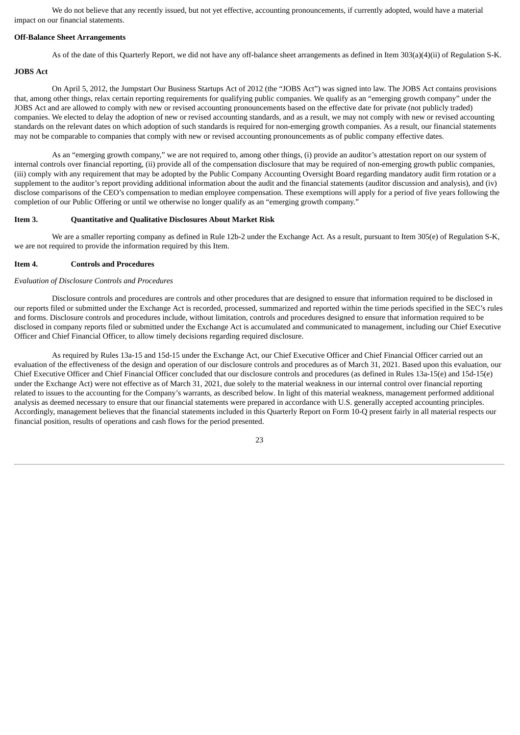We do not believe that any recently issued, but not yet effective, accounting pronouncements, if currently adopted, would have a material impact on our financial statements.

**Off-Balance Sheet Arrangements**

As of the date of this Quarterly Report, we did not have any off-balance sheet arrangements as defined in Item 303(a)(4)(ii) of Regulation S-K.

**JOBS Act**

On April 5, 2012, the Jumpstart Our Business Startups Act of 2012 (the "JOBS Act") was signed into law. The JOBS Act contains provisions that, among other things, relax certain reporting requirements for qualifying public companies. We qualify as an "emerging growth company" under the JOBS Act and are allowed to comply with new or revised accounting pronouncements based on the effective date for private (not publicly traded) companies. We elected to delay the adoption of new or revised accounting standards, and as a result, we may not comply with new or revised accounting standards on the relevant dates on which adoption of such standards is required for non-emerging growth companies. As a result, our financial statements may not be comparable to companies that comply with new or revised accounting pronouncements as of public company effective dates.

As an "emerging growth company," we are not required to, among other things, (i) provide an auditor's attestation report on our system of internal controls over financial reporting, (ii) provide all of the compensation disclosure that may be required of non-emerging growth public companies, (iii) comply with any requirement that may be adopted by the Public Company Accounting Oversight Board regarding mandatory audit firm rotation or a supplement to the auditor's report providing additional information about the audit and the financial statements (auditor discussion and analysis), and (iv) disclose comparisons of the CEO's compensation to median employee compensation. These exemptions will apply for a period of five years following the completion of our Public Offering or until we otherwise no longer qualify as an "emerging growth company."

**Item 3. Quantitative and Qualitative Disclosures About Market Risk**

We are a smaller reporting company as defined in Rule 12b-2 under the Exchange Act. As a result, pursuant to Item 305(e) of Regulation S-K, we are not required to provide the information required by this Item.

**Item 4. Controls and Procedures**

*Evaluation of Disclosure Controls and Procedures*

Disclosure controls and procedures are controls and other procedures that are designed to ensure that information required to be disclosed in our reports filed or submitted under the Exchange Act is recorded, processed, summarized and reported within the time periods specified in the SEC's rules and forms. Disclosure controls and procedures include, without limitation, controls and procedures designed to ensure that information required to be disclosed in company reports filed or submitted under the Exchange Act is accumulated and communicated to management, including our Chief Executive Officer and Chief Financial Officer, to allow timely decisions regarding required disclosure.

As required by Rules 13a-15 and 15d-15 under the Exchange Act, our Chief Executive Officer and Chief Financial Officer carried out an evaluation of the effectiveness of the design and operation of our disclosure controls and procedures as of March 31, 2021. Based upon this evaluation, our Chief Executive Officer and Chief Financial Officer concluded that our disclosure controls and procedures (as defined in Rules 13a-15(e) and 15d-15(e) under the Exchange Act) were not effective as of March 31, 2021, due solely to the material weakness in our internal control over financial reporting related to issues to the accounting for the Company's warrants, as described below. In light of this material weakness, management performed additional analysis as deemed necessary to ensure that our financial statements were prepared in accordance with U.S. generally accepted accounting principles. Accordingly, management believes that the financial statements included in this Quarterly Report on Form 10-Q present fairly in all material respects our financial position, results of operations and cash flows for the period presented.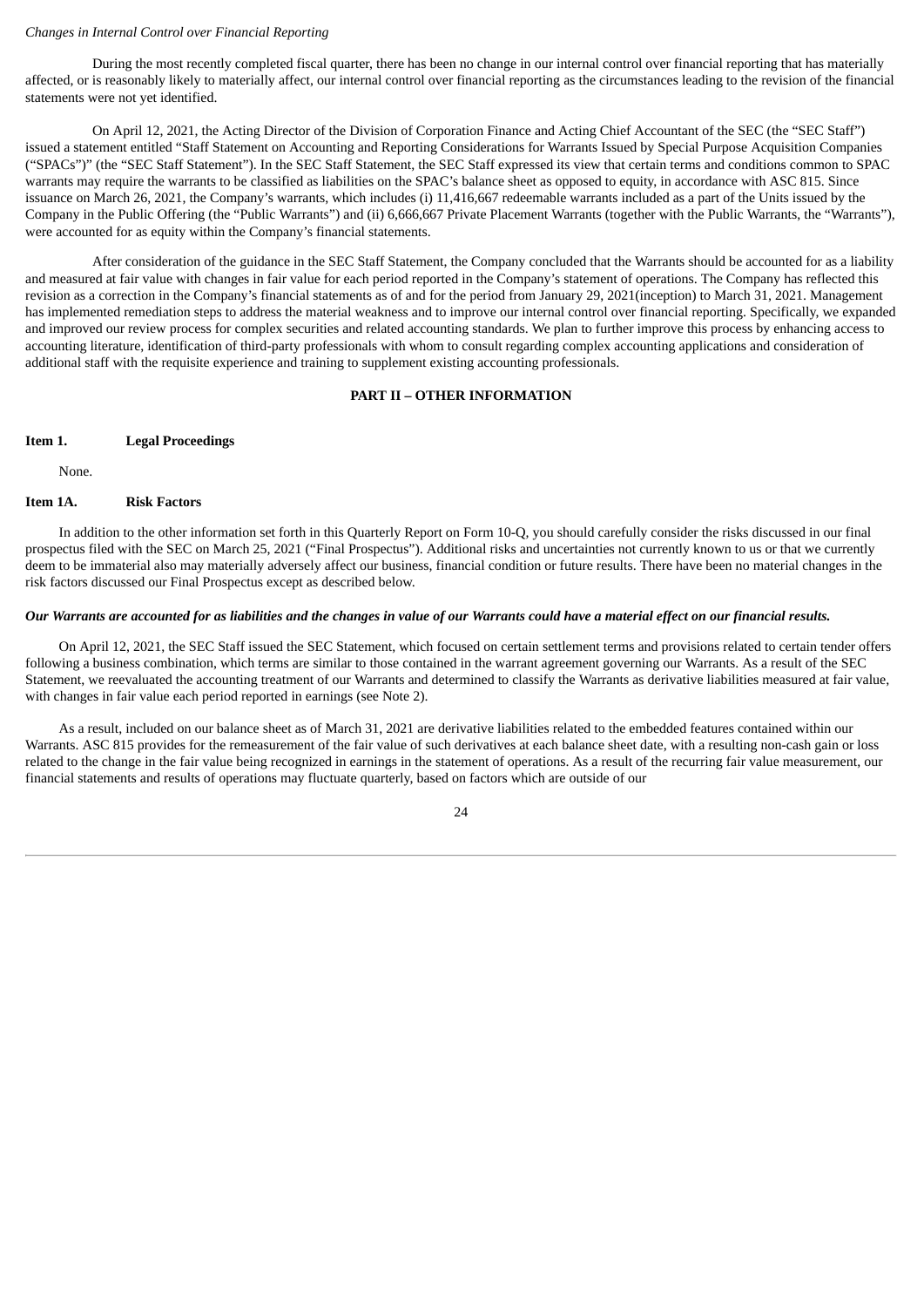*Changes in Internal Control over Financial Reporting*

During the most recently completed fiscal quarter, there has been no change in our internal control over financial reporting that has materially affected, or is reasonably likely to materially affect, our internal control over financial reporting as the circumstances leading to the revision of the financial statements were not yet identified.

On April 12, 2021, the Acting Director of the Division of Corporation Finance and Acting Chief Accountant of the SEC (the "SEC Staff") issued a statement entitled "Staff Statement on Accounting and Reporting Considerations for Warrants Issued by Special Purpose Acquisition Companies ("SPACs")" (the "SEC Staff Statement"). In the SEC Staff Statement, the SEC Staff expressed its view that certain terms and conditions common to SPAC warrants may require the warrants to be classified as liabilities on the SPAC's balance sheet as opposed to equity, in accordance with ASC 815. Since issuance on March 26, 2021, the Company's warrants, which includes (i) 11,416,667 redeemable warrants included as a part of the Units issued by the Company in the Public Offering (the "Public Warrants") and (ii) 6,666,667 Private Placement Warrants (together with the Public Warrants, the "Warrants"), were accounted for as equity within the Company's financial statements.

After consideration of the guidance in the SEC Staff Statement, the Company concluded that the Warrants should be accounted for as a liability and measured at fair value with changes in fair value for each period reported in the Company's statement of operations. The Company has reflected this revision as a correction in the Company's financial statements as of and for the period from January 29, 2021(inception) to March 31, 2021. Management has implemented remediation steps to address the material weakness and to improve our internal control over financial reporting. Specifically, we expanded and improved our review process for complex securities and related accounting standards. We plan to further improve this process by enhancing access to accounting literature, identification of third-party professionals with whom to consult regarding complex accounting applications and consideration of additional staff with the requisite experience and training to supplement existing accounting professionals.

## PART II – OTHER INFORMATION

### Item 1. Legal Proceedings

None.

### Item 1A. Risk Factors

In addition to the other information set forth in this Quarterly Report on Form 10-Q, you should carefully consider the risks discussed in our final prospectus filed with the SEC on March 25, 2021 ("Final Prospectus"). Additional risks and uncertainties not currently known to us or that we currently deem to be immaterial also may materially adversely affect our business, financial condition or future results. There have been no material changes in the risk factors discussed our Final Prospectus except as described below.

***Our Warrants are accounted for as liabilities and the changes in value of our Warrants could have a material effect on our financial results.***

On April 12, 2021, the SEC Staff issued the SEC Statement, which focused on certain settlement terms and provisions related to certain tender offers following a business combination, which terms are similar to those contained in the warrant agreement governing our Warrants. As a result of the SEC Statement, we reevaluated the accounting treatment of our Warrants and determined to classify the Warrants as derivative liabilities measured at fair value, with changes in fair value each period reported in earnings (see Note 2).

As a result, included on our balance sheet as of March 31, 2021 are derivative liabilities related to the embedded features contained within our Warrants. ASC 815 provides for the remeasurement of the fair value of such derivatives at each balance sheet date, with a resulting non-cash gain or loss related to the change in the fair value being recognized in earnings in the statement of operations. As a result of the recurring fair value measurement, our financial statements and results of operations may fluctuate quarterly, based on factors which are outside of our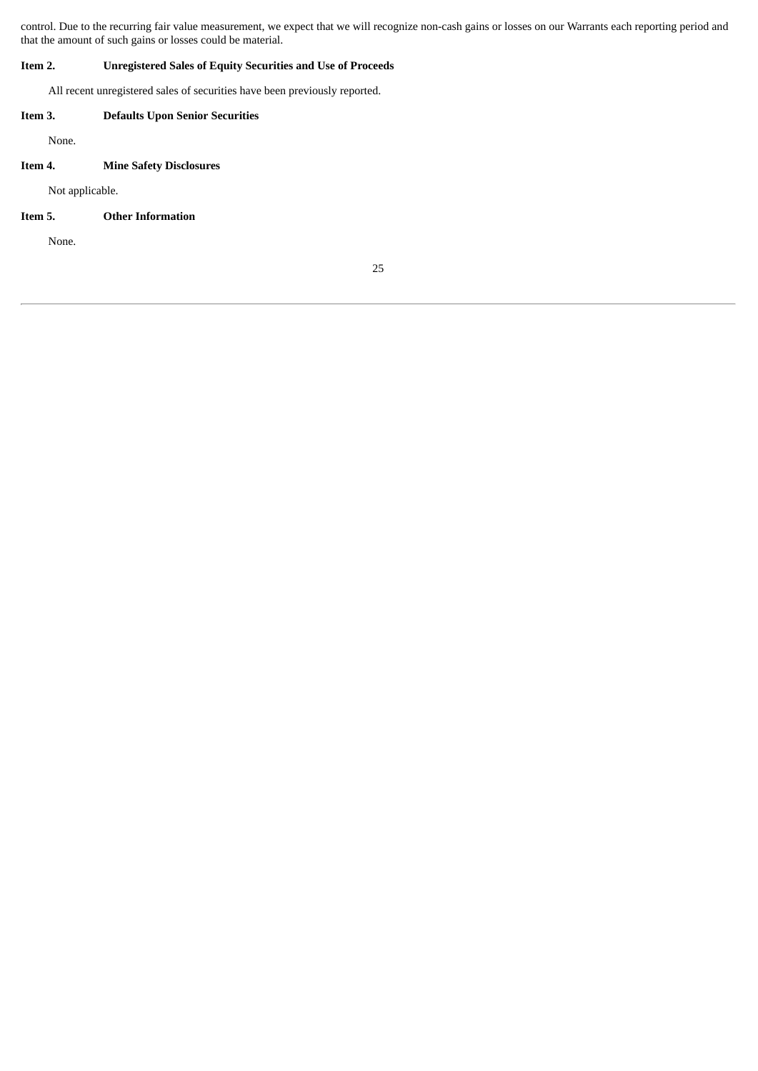control. Due to the recurring fair value measurement, we expect that we will recognize non-cash gains or losses on our Warrants each reporting period and that the amount of such gains or losses could be material.

### Item 2. Unregistered Sales of Equity Securities and Use of Proceeds

All recent unregistered sales of securities have been previously reported.

### Item 3. Defaults Upon Senior Securities

None.

### Item 4. Mine Safety Disclosures

Not applicable.

### Item 5. Other Information

None.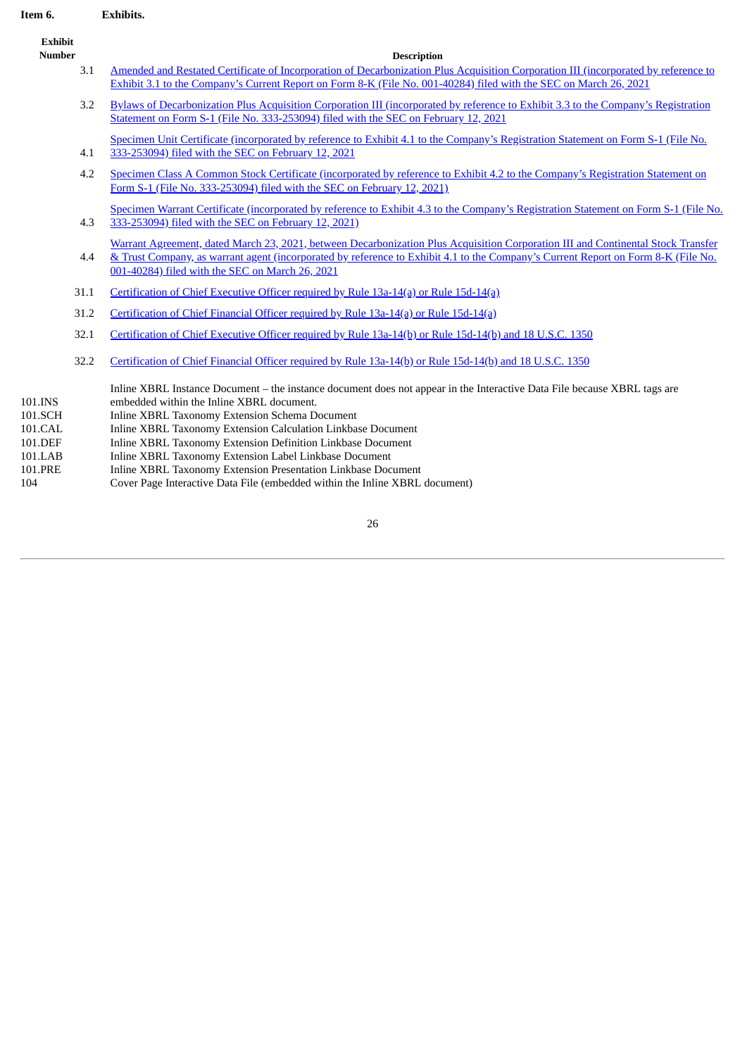## Item 6. Exhibits.

| Exhibit Number | Description |
|---|---|
| 3.1 | Amended and Restated Certificate of Incorporation of Decarbonization Plus Acquisition Corporation III (incorporated by reference to Exhibit 3.1 to the Company's Current Report on Form 8-K (File No. 001-40284) filed with the SEC on March 26, 2021 |
| 3.2 | Bylaws of Decarbonization Plus Acquisition Corporation III (incorporated by reference to Exhibit 3.3 to the Company's Registration Statement on Form S-1 (File No. 333-253094) filed with the SEC on February 12, 2021 |
| 4.1 | Specimen Unit Certificate (incorporated by reference to Exhibit 4.1 to the Company's Registration Statement on Form S-1 (File No. 333-253094) filed with the SEC on February 12, 2021 |
| 4.2 | Specimen Class A Common Stock Certificate (incorporated by reference to Exhibit 4.2 to the Company's Registration Statement on Form S-1 (File No. 333-253094) filed with the SEC on February 12, 2021) |
| 4.3 | Specimen Warrant Certificate (incorporated by reference to Exhibit 4.3 to the Company's Registration Statement on Form S-1 (File No. 333-253094) filed with the SEC on February 12, 2021) |
| 4.4 | Warrant Agreement, dated March 23, 2021, between Decarbonization Plus Acquisition Corporation III and Continental Stock Transfer & Trust Company, as warrant agent (incorporated by reference to Exhibit 4.1 to the Company's Current Report on Form 8-K (File No. 001-40284) filed with the SEC on March 26, 2021 |
| 31.1 | Certification of Chief Executive Officer required by Rule 13a-14(a) or Rule 15d-14(a) |
| 31.2 | Certification of Chief Financial Officer required by Rule 13a-14(a) or Rule 15d-14(a) |
| 32.1 | Certification of Chief Executive Officer required by Rule 13a-14(b) or Rule 15d-14(b) and 18 U.S.C. 1350 |
| 32.2 | Certification of Chief Financial Officer required by Rule 13a-14(b) or Rule 15d-14(b) and 18 U.S.C. 1350 |
| 101.INS | Inline XBRL Instance Document – the instance document does not appear in the Interactive Data File because XBRL tags are embedded within the Inline XBRL document. |
| 101.SCH | Inline XBRL Taxonomy Extension Schema Document |
| 101.CAL | Inline XBRL Taxonomy Extension Calculation Linkbase Document |
| 101.DEF | Inline XBRL Taxonomy Extension Definition Linkbase Document |
| 101.LAB | Inline XBRL Taxonomy Extension Label Linkbase Document |
| 101.PRE | Inline XBRL Taxonomy Extension Presentation Linkbase Document |
| 104 | Cover Page Interactive Data File (embedded within the Inline XBRL document) |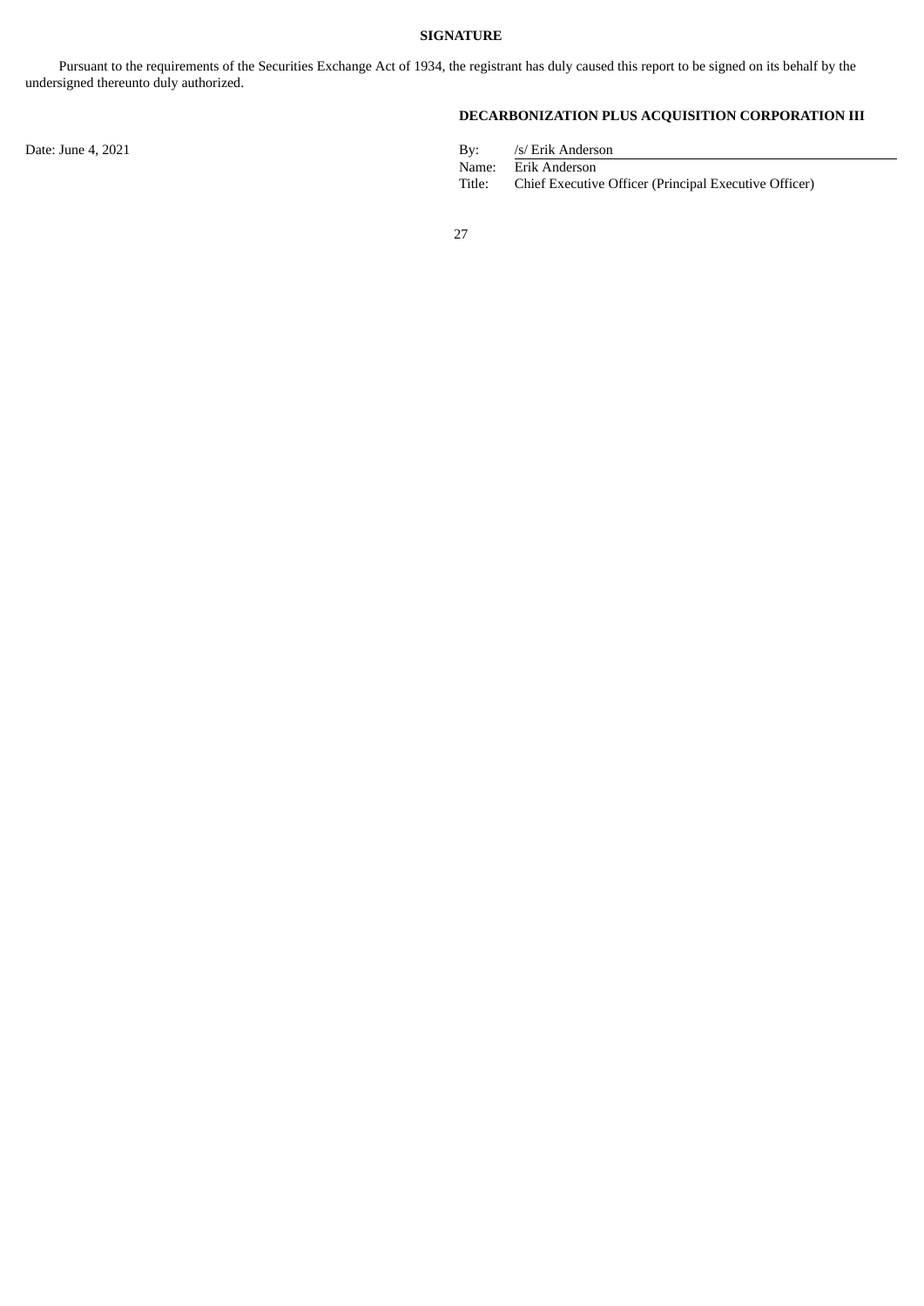## SIGNATURE

Pursuant to the requirements of the Securities Exchange Act of 1934, the registrant has duly caused this report to be signed on its behalf by the undersigned thereunto duly authorized.

**DECARBONIZATION PLUS ACQUISITION CORPORATION III**

Date: June 4, 2021

| | |
|---|---|
| By: | /s/ Erik Anderson |
| Name: | Erik Anderson |
| Title: | Chief Executive Officer (Principal Executive Officer) |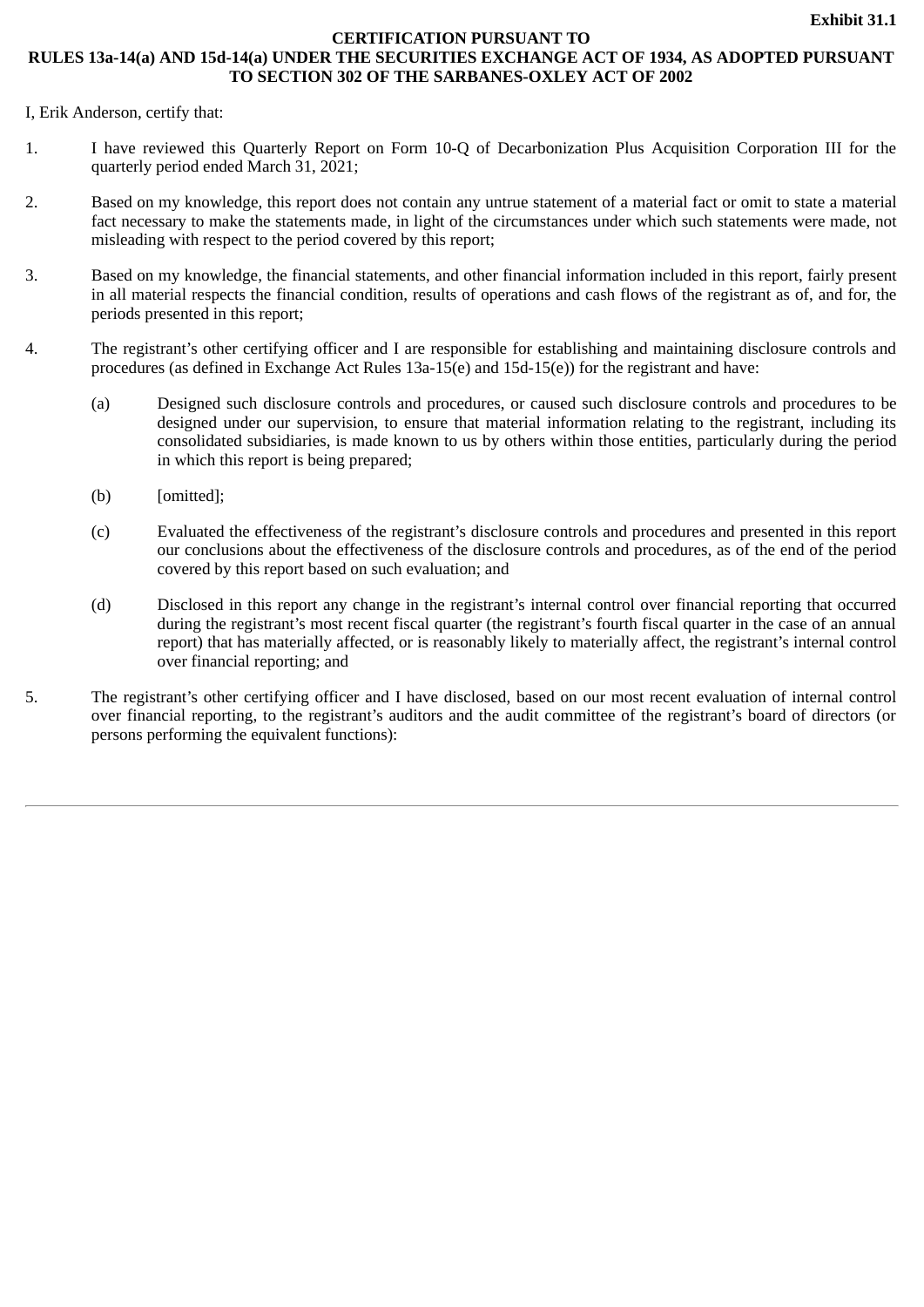**Exhibit 31.1**

**CERTIFICATION PURSUANT TO**
**RULES 13a-14(a) AND 15d-14(a) UNDER THE SECURITIES EXCHANGE ACT OF 1934, AS ADOPTED PURSUANT TO SECTION 302 OF THE SARBANES-OXLEY ACT OF 2002**

I, Erik Anderson, certify that:

1. I have reviewed this Quarterly Report on Form 10-Q of Decarbonization Plus Acquisition Corporation III for the quarterly period ended March 31, 2021;

2. Based on my knowledge, this report does not contain any untrue statement of a material fact or omit to state a material fact necessary to make the statements made, in light of the circumstances under which such statements were made, not misleading with respect to the period covered by this report;

3. Based on my knowledge, the financial statements, and other financial information included in this report, fairly present in all material respects the financial condition, results of operations and cash flows of the registrant as of, and for, the periods presented in this report;

4. The registrant's other certifying officer and I are responsible for establishing and maintaining disclosure controls and procedures (as defined in Exchange Act Rules 13a-15(e) and 15d-15(e)) for the registrant and have:

   (a) Designed such disclosure controls and procedures, or caused such disclosure controls and procedures to be designed under our supervision, to ensure that material information relating to the registrant, including its consolidated subsidiaries, is made known to us by others within those entities, particularly during the period in which this report is being prepared;

   (b) [omitted];

   (c) Evaluated the effectiveness of the registrant's disclosure controls and procedures and presented in this report our conclusions about the effectiveness of the disclosure controls and procedures, as of the end of the period covered by this report based on such evaluation; and

   (d) Disclosed in this report any change in the registrant's internal control over financial reporting that occurred during the registrant's most recent fiscal quarter (the registrant's fourth fiscal quarter in the case of an annual report) that has materially affected, or is reasonably likely to materially affect, the registrant's internal control over financial reporting; and

5. The registrant's other certifying officer and I have disclosed, based on our most recent evaluation of internal control over financial reporting, to the registrant's auditors and the audit committee of the registrant's board of directors (or persons performing the equivalent functions):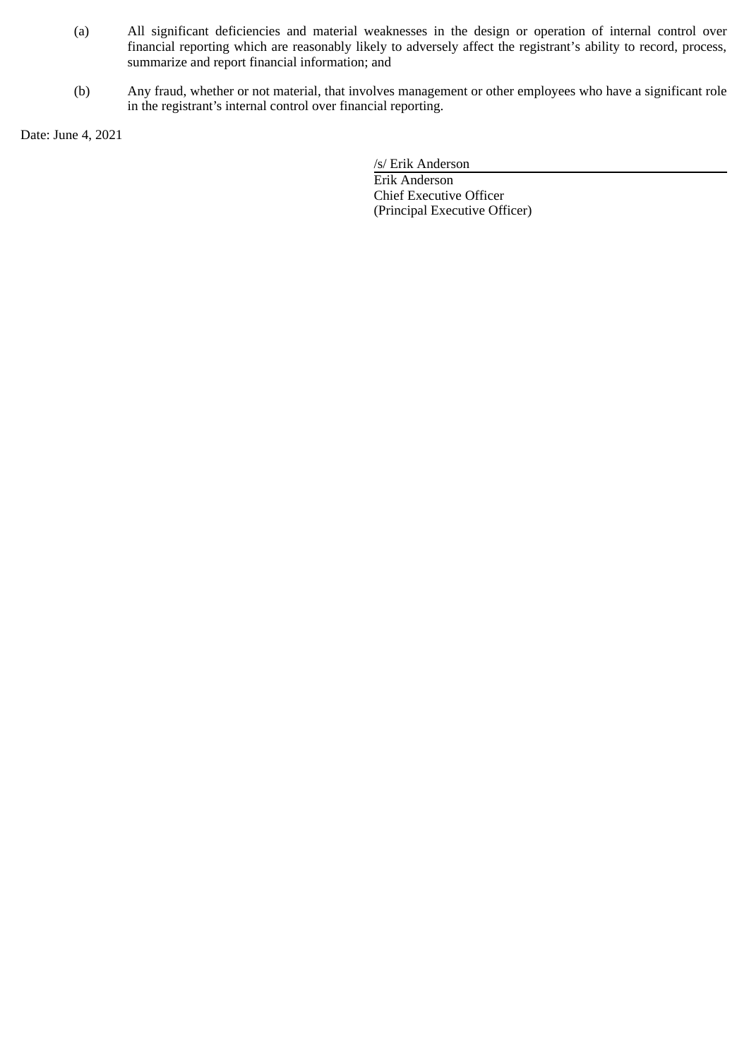(a) All significant deficiencies and material weaknesses in the design or operation of internal control over financial reporting which are reasonably likely to adversely affect the registrant's ability to record, process, summarize and report financial information; and

(b) Any fraud, whether or not material, that involves management or other employees who have a significant role in the registrant's internal control over financial reporting.

Date: June 4, 2021

/s/ Erik Anderson
Erik Anderson
Chief Executive Officer
(Principal Executive Officer)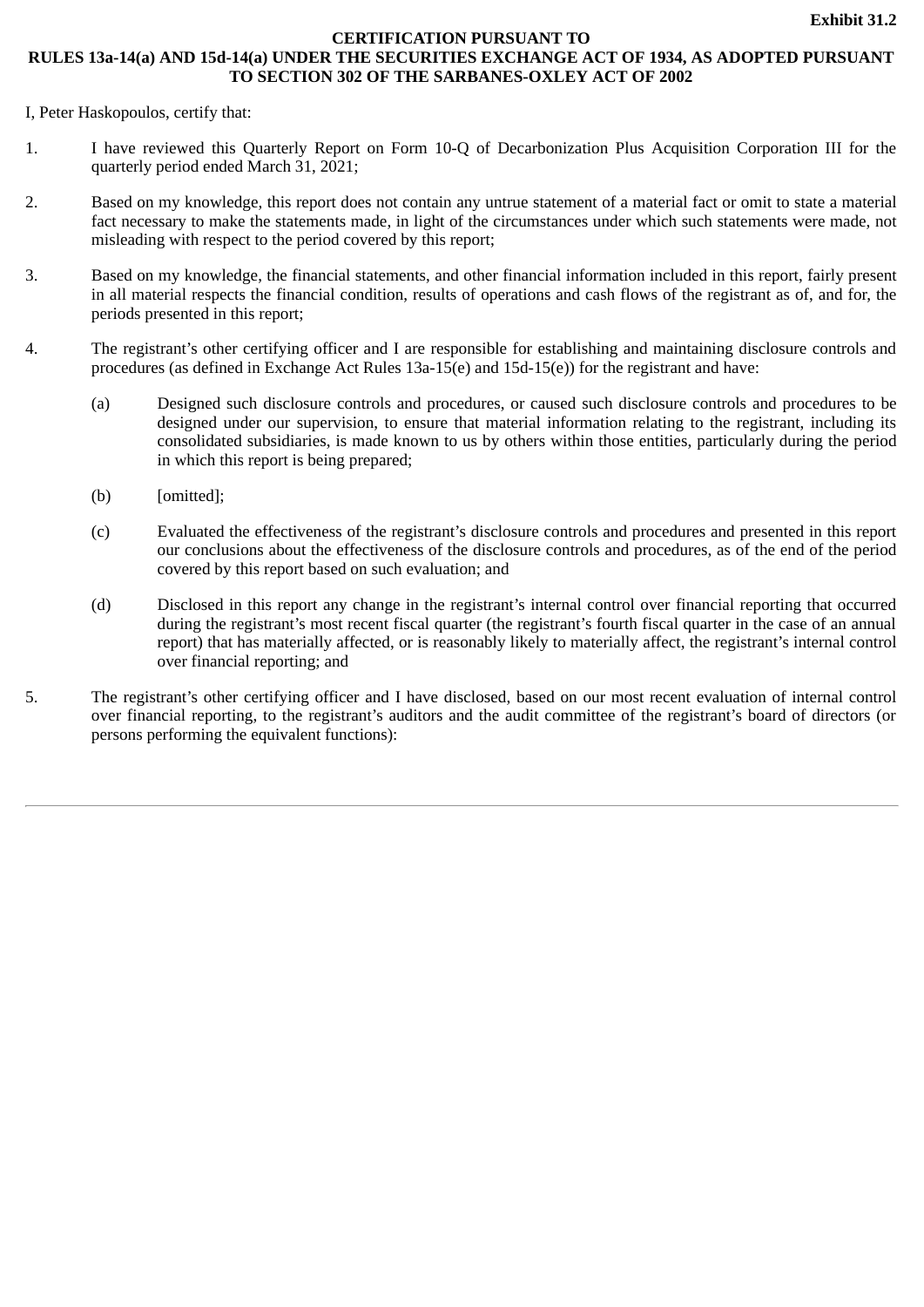**Exhibit 31.2**

**CERTIFICATION PURSUANT TO**
**RULES 13a-14(a) AND 15d-14(a) UNDER THE SECURITIES EXCHANGE ACT OF 1934, AS ADOPTED PURSUANT TO SECTION 302 OF THE SARBANES-OXLEY ACT OF 2002**

I, Peter Haskopoulos, certify that:

1. I have reviewed this Quarterly Report on Form 10-Q of Decarbonization Plus Acquisition Corporation III for the quarterly period ended March 31, 2021;

2. Based on my knowledge, this report does not contain any untrue statement of a material fact or omit to state a material fact necessary to make the statements made, in light of the circumstances under which such statements were made, not misleading with respect to the period covered by this report;

3. Based on my knowledge, the financial statements, and other financial information included in this report, fairly present in all material respects the financial condition, results of operations and cash flows of the registrant as of, and for, the periods presented in this report;

4. The registrant's other certifying officer and I are responsible for establishing and maintaining disclosure controls and procedures (as defined in Exchange Act Rules 13a-15(e) and 15d-15(e)) for the registrant and have:

   (a) Designed such disclosure controls and procedures, or caused such disclosure controls and procedures to be designed under our supervision, to ensure that material information relating to the registrant, including its consolidated subsidiaries, is made known to us by others within those entities, particularly during the period in which this report is being prepared;

   (b) [omitted];

   (c) Evaluated the effectiveness of the registrant's disclosure controls and procedures and presented in this report our conclusions about the effectiveness of the disclosure controls and procedures, as of the end of the period covered by this report based on such evaluation; and

   (d) Disclosed in this report any change in the registrant's internal control over financial reporting that occurred during the registrant's most recent fiscal quarter (the registrant's fourth fiscal quarter in the case of an annual report) that has materially affected, or is reasonably likely to materially affect, the registrant's internal control over financial reporting; and

5. The registrant's other certifying officer and I have disclosed, based on our most recent evaluation of internal control over financial reporting, to the registrant's auditors and the audit committee of the registrant's board of directors (or persons performing the equivalent functions):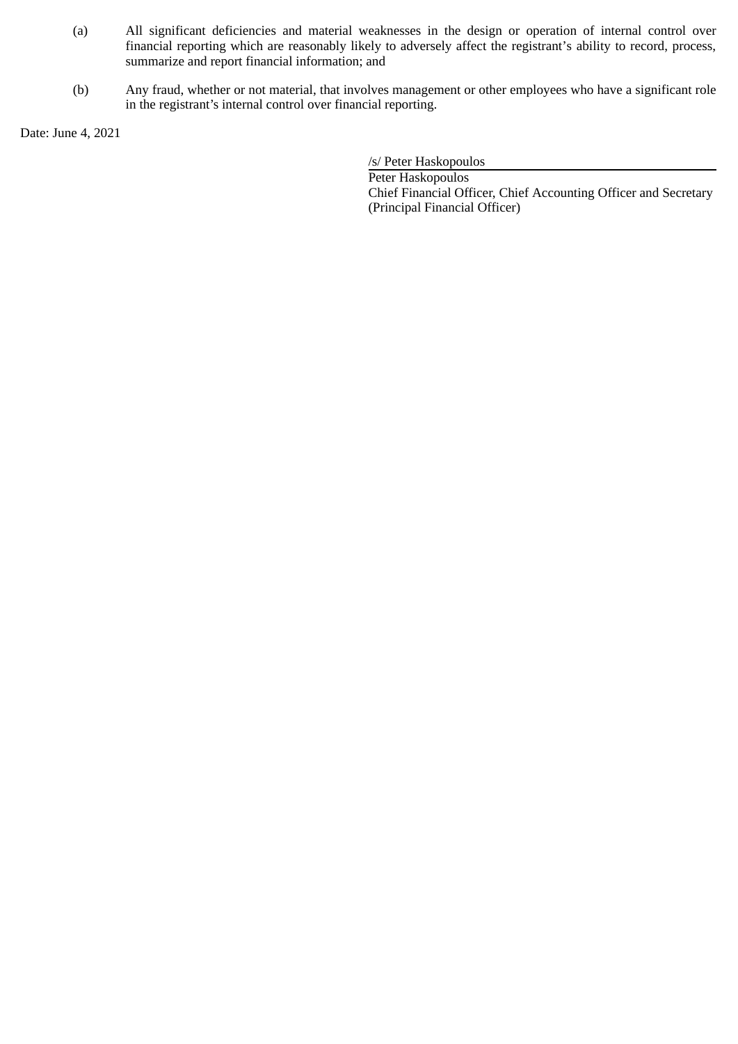(a) All significant deficiencies and material weaknesses in the design or operation of internal control over financial reporting which are reasonably likely to adversely affect the registrant's ability to record, process, summarize and report financial information; and

(b) Any fraud, whether or not material, that involves management or other employees who have a significant role in the registrant's internal control over financial reporting.

Date: June 4, 2021

/s/ Peter Haskopoulos

Peter Haskopoulos
Chief Financial Officer, Chief Accounting Officer and Secretary
(Principal Financial Officer)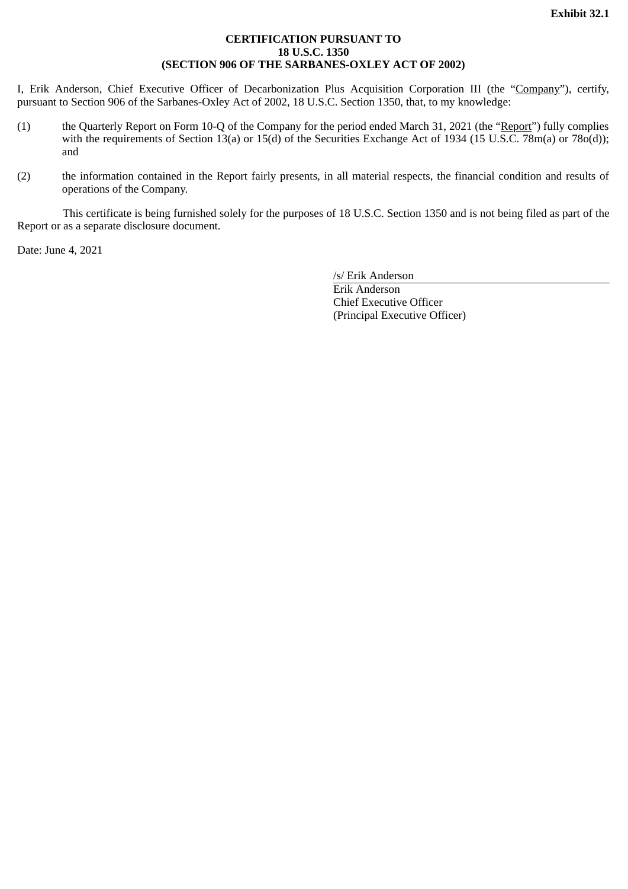**Exhibit 32.1**

**CERTIFICATION PURSUANT TO**
**18 U.S.C. 1350**
**(SECTION 906 OF THE SARBANES-OXLEY ACT OF 2002)**

I, Erik Anderson, Chief Executive Officer of Decarbonization Plus Acquisition Corporation III (the "Company"), certify, pursuant to Section 906 of the Sarbanes-Oxley Act of 2002, 18 U.S.C. Section 1350, that, to my knowledge:

(1) the Quarterly Report on Form 10-Q of the Company for the period ended March 31, 2021 (the "Report") fully complies with the requirements of Section 13(a) or 15(d) of the Securities Exchange Act of 1934 (15 U.S.C. 78m(a) or 78o(d)); and

(2) the information contained in the Report fairly presents, in all material respects, the financial condition and results of operations of the Company.

This certificate is being furnished solely for the purposes of 18 U.S.C. Section 1350 and is not being filed as part of the Report or as a separate disclosure document.

Date: June 4, 2021

/s/ Erik Anderson
Erik Anderson
Chief Executive Officer
(Principal Executive Officer)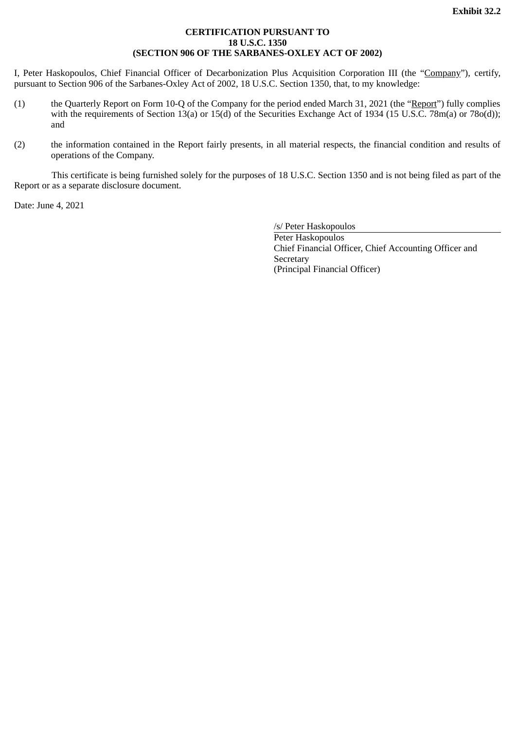**Exhibit 32.2**

**CERTIFICATION PURSUANT TO**
**18 U.S.C. 1350**
**(SECTION 906 OF THE SARBANES-OXLEY ACT OF 2002)**

I, Peter Haskopoulos, Chief Financial Officer of Decarbonization Plus Acquisition Corporation III (the "Company"), certify, pursuant to Section 906 of the Sarbanes-Oxley Act of 2002, 18 U.S.C. Section 1350, that, to my knowledge:

(1) the Quarterly Report on Form 10-Q of the Company for the period ended March 31, 2021 (the "Report") fully complies with the requirements of Section 13(a) or 15(d) of the Securities Exchange Act of 1934 (15 U.S.C. 78m(a) or 78o(d)); and

(2) the information contained in the Report fairly presents, in all material respects, the financial condition and results of operations of the Company.

This certificate is being furnished solely for the purposes of 18 U.S.C. Section 1350 and is not being filed as part of the Report or as a separate disclosure document.

Date: June 4, 2021

/s/ Peter Haskopoulos
Peter Haskopoulos
Chief Financial Officer, Chief Accounting Officer and Secretary
(Principal Financial Officer)